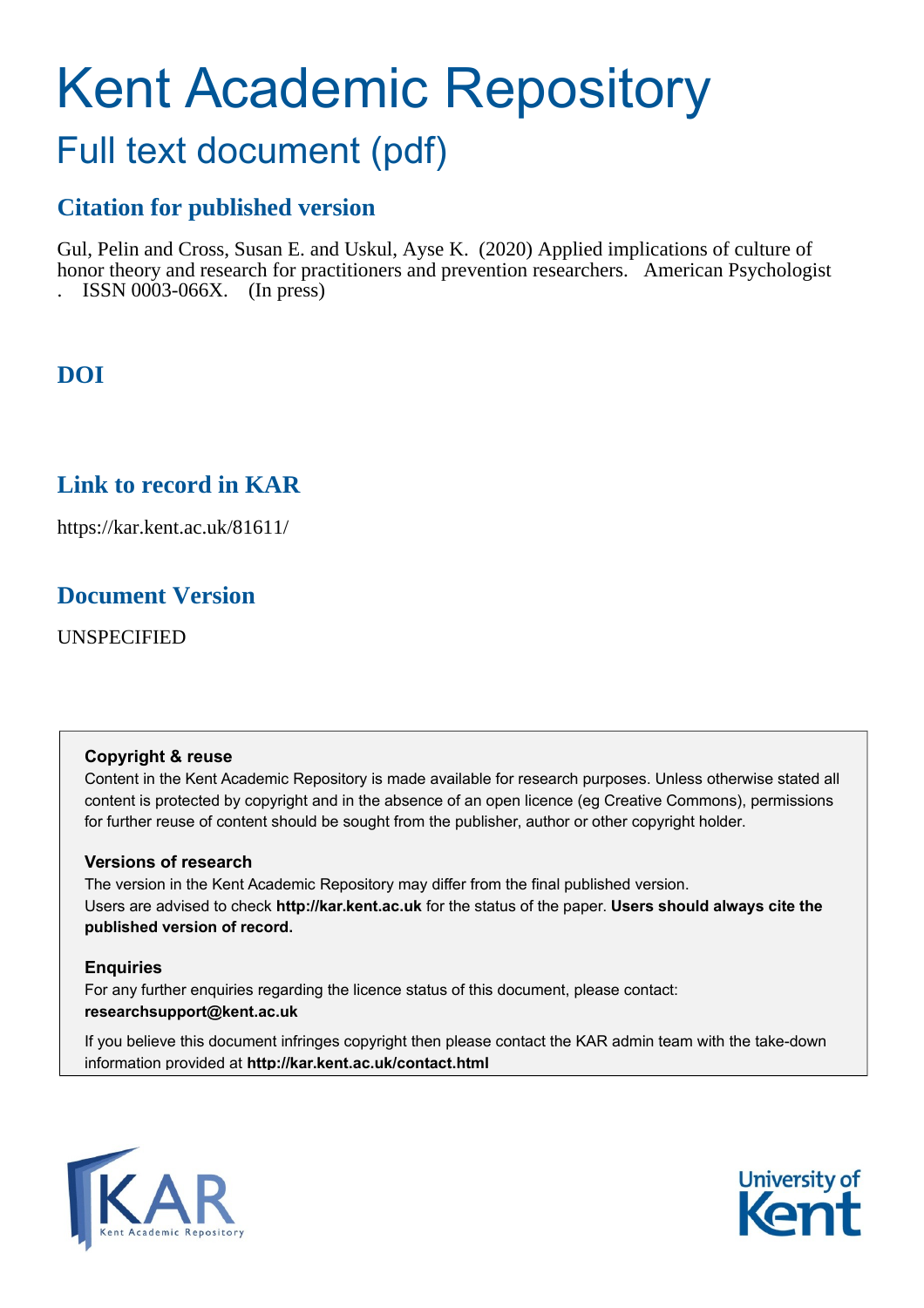# Kent Academic Repository

## Full text document (pdf)

## Citation for published version

Gul, Pelin and Cross, Susan E. and Uskul, Ayse K. (2020) Applied implications of culture of honor theory and research for practitioners and prevention researchers. American Psychologist . ISSN 0003-066X. (In press)

## DOI

## Link to record in KAR

https://kar.kent.ac.uk/81611/

## Document Version

UNSPECIFIED

**Copyright & reuse**

Content in the Kent Academic Repository is made available for research purposes. Unless otherwise stated all content is protected by copyright and in the absence of an open licence (eg Creative Commons), permissions for further reuse of content should be sought from the publisher, author or other copyright holder.

**Versions of research**

The version in the Kent Academic Repository may differ from the final published version. Users are advised to check **http://kar.kent.ac.uk** for the status of the paper. **Users should always cite the published version of record.**

**Enquiries**

For any further enquiries regarding the licence status of this document, please contact: **researchsupport@kent.ac.uk**

If you believe this document infringes copyright then please contact the KAR admin team with the take-down information provided at **http://kar.kent.ac.uk/contact.html**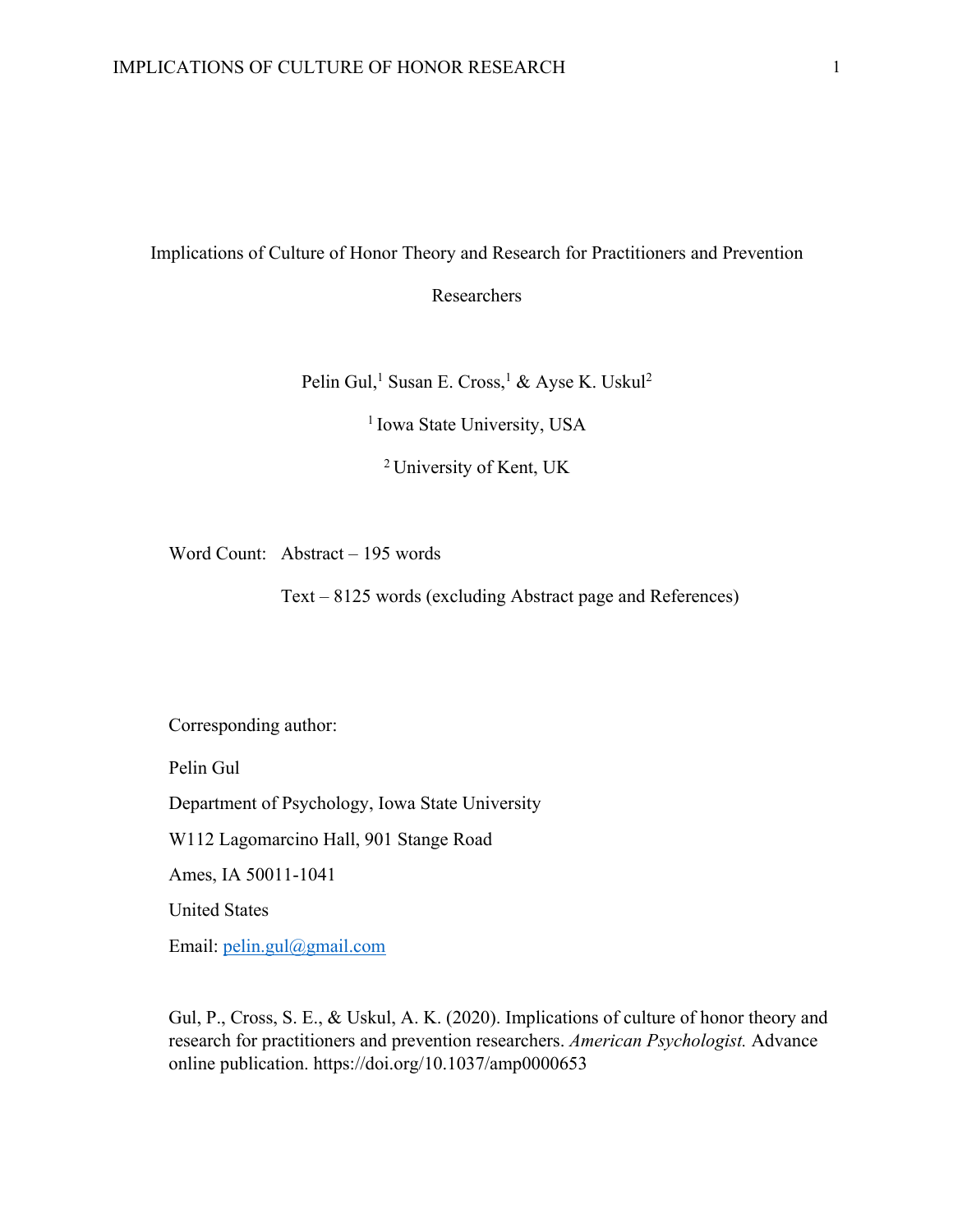# Implications of Culture of Honor Theory and Research for Practitioners and Prevention Researchers

Pelin Gul,[1] Susan E. Cross,[1] & Ayse K. Uskul[2]

[1] Iowa State University, USA

[2] University of Kent, UK

Word Count: Abstract – 195 words

Text – 8125 words (excluding Abstract page and References)

Corresponding author:

Pelin Gul

Department of Psychology, Iowa State University

W112 Lagomarcino Hall, 901 Stange Road

Ames, IA 50011-1041

United States

Email: pelin.gul@gmail.com

Gul, P., Cross, S. E., & Uskul, A. K. (2020). Implications of culture of honor theory and research for practitioners and prevention researchers. *American Psychologist.* Advance online publication. https://doi.org/10.1037/amp0000653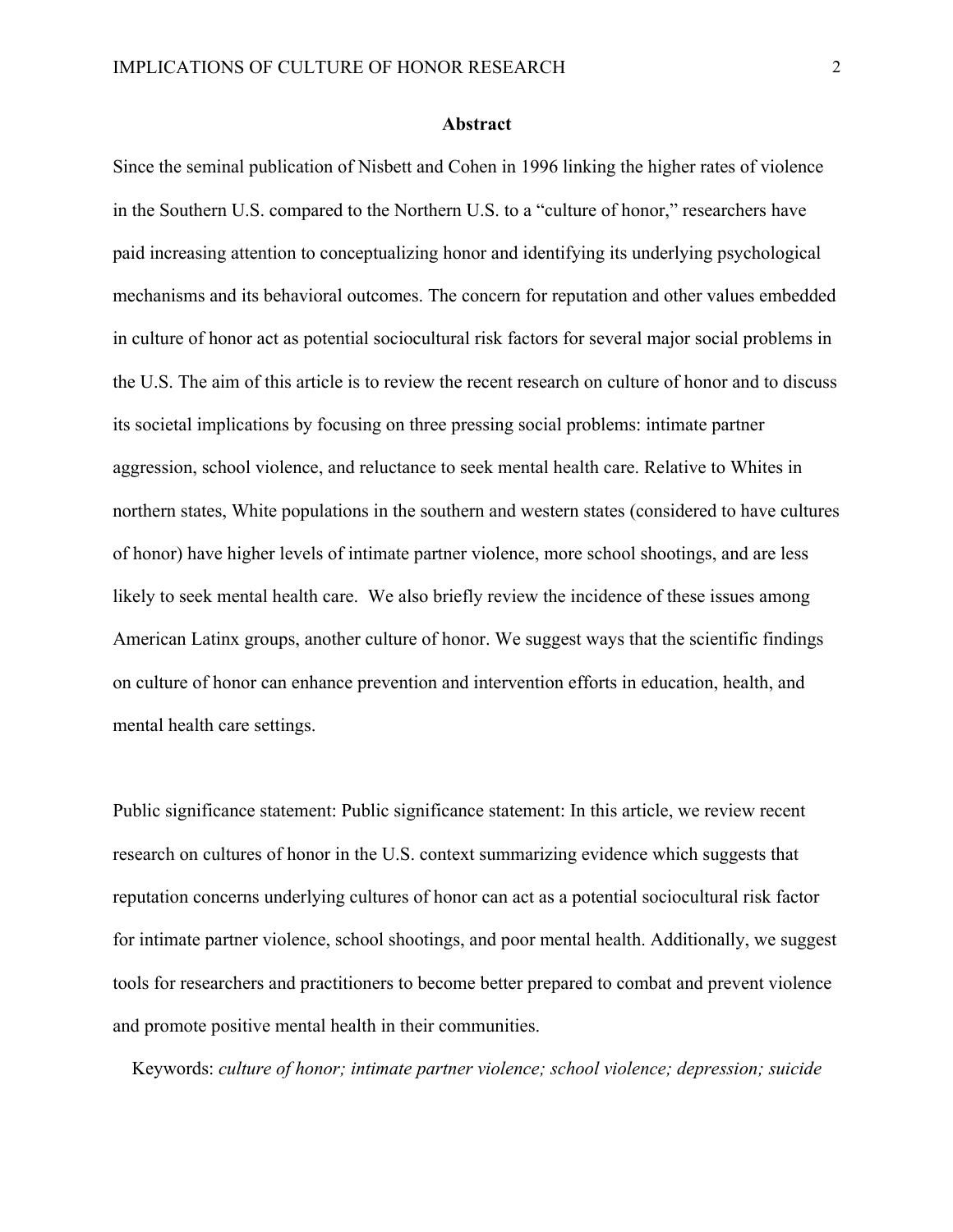## Abstract

Since the seminal publication of Nisbett and Cohen in 1996 linking the higher rates of violence in the Southern U.S. compared to the Northern U.S. to a "culture of honor," researchers have paid increasing attention to conceptualizing honor and identifying its underlying psychological mechanisms and its behavioral outcomes. The concern for reputation and other values embedded in culture of honor act as potential sociocultural risk factors for several major social problems in the U.S. The aim of this article is to review the recent research on culture of honor and to discuss its societal implications by focusing on three pressing social problems: intimate partner aggression, school violence, and reluctance to seek mental health care. Relative to Whites in northern states, White populations in the southern and western states (considered to have cultures of honor) have higher levels of intimate partner violence, more school shootings, and are less likely to seek mental health care. We also briefly review the incidence of these issues among American Latinx groups, another culture of honor. We suggest ways that the scientific findings on culture of honor can enhance prevention and intervention efforts in education, health, and mental health care settings.

Public significance statement: Public significance statement: In this article, we review recent research on cultures of honor in the U.S. context summarizing evidence which suggests that reputation concerns underlying cultures of honor can act as a potential sociocultural risk factor for intimate partner violence, school shootings, and poor mental health. Additionally, we suggest tools for researchers and practitioners to become better prepared to combat and prevent violence and promote positive mental health in their communities.

Keywords: *culture of honor; intimate partner violence; school violence; depression; suicide*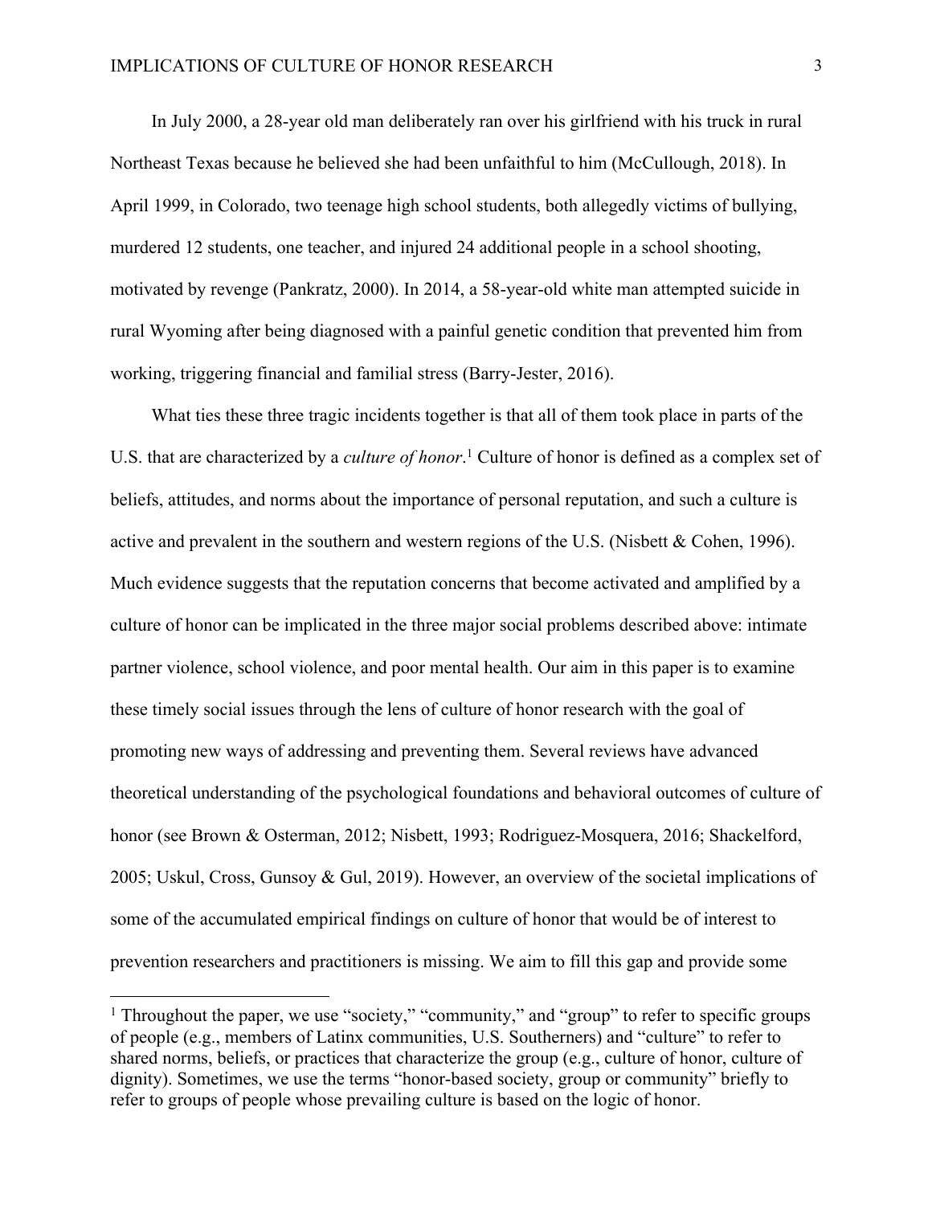In July 2000, a 28-year old man deliberately ran over his girlfriend with his truck in rural Northeast Texas because he believed she had been unfaithful to him (McCullough, 2018). In April 1999, in Colorado, two teenage high school students, both allegedly victims of bullying, murdered 12 students, one teacher, and injured 24 additional people in a school shooting, motivated by revenge (Pankratz, 2000). In 2014, a 58-year-old white man attempted suicide in rural Wyoming after being diagnosed with a painful genetic condition that prevented him from working, triggering financial and familial stress (Barry-Jester, 2016).

What ties these three tragic incidents together is that all of them took place in parts of the U.S. that are characterized by a *culture of honor*.[1] Culture of honor is defined as a complex set of beliefs, attitudes, and norms about the importance of personal reputation, and such a culture is active and prevalent in the southern and western regions of the U.S. (Nisbett & Cohen, 1996). Much evidence suggests that the reputation concerns that become activated and amplified by a culture of honor can be implicated in the three major social problems described above: intimate partner violence, school violence, and poor mental health. Our aim in this paper is to examine these timely social issues through the lens of culture of honor research with the goal of promoting new ways of addressing and preventing them. Several reviews have advanced theoretical understanding of the psychological foundations and behavioral outcomes of culture of honor (see Brown & Osterman, 2012; Nisbett, 1993; Rodriguez-Mosquera, 2016; Shackelford, 2005; Uskul, Cross, Gunsoy & Gul, 2019). However, an overview of the societal implications of some of the accumulated empirical findings on culture of honor that would be of interest to prevention researchers and practitioners is missing. We aim to fill this gap and provide some

[1] Throughout the paper, we use "society," "community," and "group" to refer to specific groups of people (e.g., members of Latinx communities, U.S. Southerners) and "culture" to refer to shared norms, beliefs, or practices that characterize the group (e.g., culture of honor, culture of dignity). Sometimes, we use the terms "honor-based society, group or community" briefly to refer to groups of people whose prevailing culture is based on the logic of honor.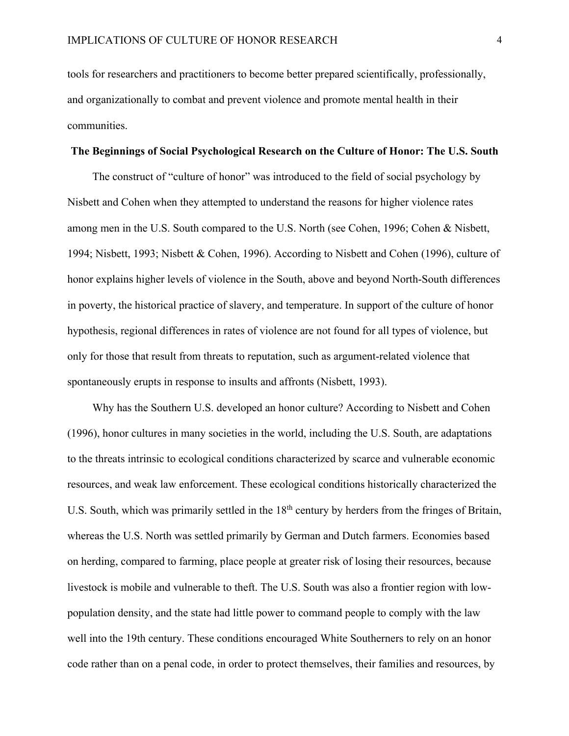tools for researchers and practitioners to become better prepared scientifically, professionally, and organizationally to combat and prevent violence and promote mental health in their communities.

## The Beginnings of Social Psychological Research on the Culture of Honor: The U.S. South

The construct of "culture of honor" was introduced to the field of social psychology by Nisbett and Cohen when they attempted to understand the reasons for higher violence rates among men in the U.S. South compared to the U.S. North (see Cohen, 1996; Cohen & Nisbett, 1994; Nisbett, 1993; Nisbett & Cohen, 1996). According to Nisbett and Cohen (1996), culture of honor explains higher levels of violence in the South, above and beyond North-South differences in poverty, the historical practice of slavery, and temperature. In support of the culture of honor hypothesis, regional differences in rates of violence are not found for all types of violence, but only for those that result from threats to reputation, such as argument-related violence that spontaneously erupts in response to insults and affronts (Nisbett, 1993).

Why has the Southern U.S. developed an honor culture? According to Nisbett and Cohen (1996), honor cultures in many societies in the world, including the U.S. South, are adaptations to the threats intrinsic to ecological conditions characterized by scarce and vulnerable economic resources, and weak law enforcement. These ecological conditions historically characterized the U.S. South, which was primarily settled in the 18th century by herders from the fringes of Britain, whereas the U.S. North was settled primarily by German and Dutch farmers. Economies based on herding, compared to farming, place people at greater risk of losing their resources, because livestock is mobile and vulnerable to theft. The U.S. South was also a frontier region with low-population density, and the state had little power to command people to comply with the law well into the 19th century. These conditions encouraged White Southerners to rely on an honor code rather than on a penal code, in order to protect themselves, their families and resources, by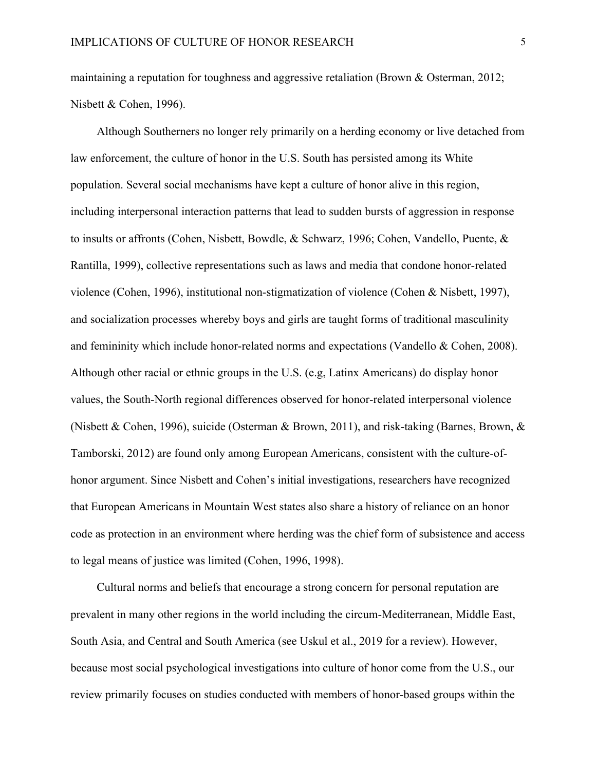maintaining a reputation for toughness and aggressive retaliation (Brown & Osterman, 2012; Nisbett & Cohen, 1996).

Although Southerners no longer rely primarily on a herding economy or live detached from law enforcement, the culture of honor in the U.S. South has persisted among its White population. Several social mechanisms have kept a culture of honor alive in this region, including interpersonal interaction patterns that lead to sudden bursts of aggression in response to insults or affronts (Cohen, Nisbett, Bowdle, & Schwarz, 1996; Cohen, Vandello, Puente, & Rantilla, 1999), collective representations such as laws and media that condone honor-related violence (Cohen, 1996), institutional non-stigmatization of violence (Cohen & Nisbett, 1997), and socialization processes whereby boys and girls are taught forms of traditional masculinity and femininity which include honor-related norms and expectations (Vandello & Cohen, 2008). Although other racial or ethnic groups in the U.S. (e.g, Latinx Americans) do display honor values, the South-North regional differences observed for honor-related interpersonal violence (Nisbett & Cohen, 1996), suicide (Osterman & Brown, 2011), and risk-taking (Barnes, Brown, & Tamborski, 2012) are found only among European Americans, consistent with the culture-of-honor argument. Since Nisbett and Cohen's initial investigations, researchers have recognized that European Americans in Mountain West states also share a history of reliance on an honor code as protection in an environment where herding was the chief form of subsistence and access to legal means of justice was limited (Cohen, 1996, 1998).

Cultural norms and beliefs that encourage a strong concern for personal reputation are prevalent in many other regions in the world including the circum-Mediterranean, Middle East, South Asia, and Central and South America (see Uskul et al., 2019 for a review). However, because most social psychological investigations into culture of honor come from the U.S., our review primarily focuses on studies conducted with members of honor-based groups within the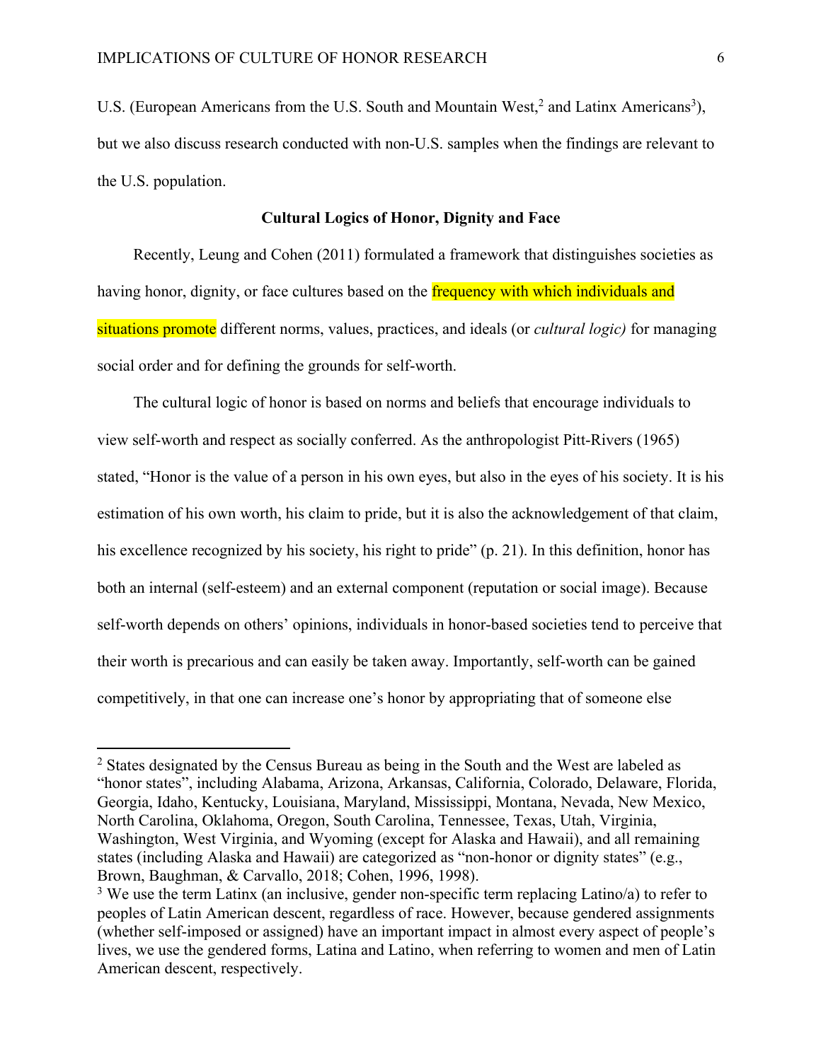U.S. (European Americans from the U.S. South and Mountain West,[2] and Latinx Americans[3]), but we also discuss research conducted with non-U.S. samples when the findings are relevant to the U.S. population.

## Cultural Logics of Honor, Dignity and Face

Recently, Leung and Cohen (2011) formulated a framework that distinguishes societies as having honor, dignity, or face cultures based on the frequency with which individuals and situations promote different norms, values, practices, and ideals (or *cultural logic)* for managing social order and for defining the grounds for self-worth.

The cultural logic of honor is based on norms and beliefs that encourage individuals to view self-worth and respect as socially conferred. As the anthropologist Pitt-Rivers (1965) stated, "Honor is the value of a person in his own eyes, but also in the eyes of his society. It is his estimation of his own worth, his claim to pride, but it is also the acknowledgement of that claim, his excellence recognized by his society, his right to pride" (p. 21). In this definition, honor has both an internal (self-esteem) and an external component (reputation or social image). Because self-worth depends on others' opinions, individuals in honor-based societies tend to perceive that their worth is precarious and can easily be taken away. Importantly, self-worth can be gained competitively, in that one can increase one's honor by appropriating that of someone else

---

[2] States designated by the Census Bureau as being in the South and the West are labeled as "honor states", including Alabama, Arizona, Arkansas, California, Colorado, Delaware, Florida, Georgia, Idaho, Kentucky, Louisiana, Maryland, Mississippi, Montana, Nevada, New Mexico, North Carolina, Oklahoma, Oregon, South Carolina, Tennessee, Texas, Utah, Virginia, Washington, West Virginia, and Wyoming (except for Alaska and Hawaii), and all remaining states (including Alaska and Hawaii) are categorized as "non-honor or dignity states" (e.g., Brown, Baughman, & Carvallo, 2018; Cohen, 1996, 1998).

[3] We use the term Latinx (an inclusive, gender non-specific term replacing Latino/a) to refer to peoples of Latin American descent, regardless of race. However, because gendered assignments (whether self-imposed or assigned) have an important impact in almost every aspect of people's lives, we use the gendered forms, Latina and Latino, when referring to women and men of Latin American descent, respectively.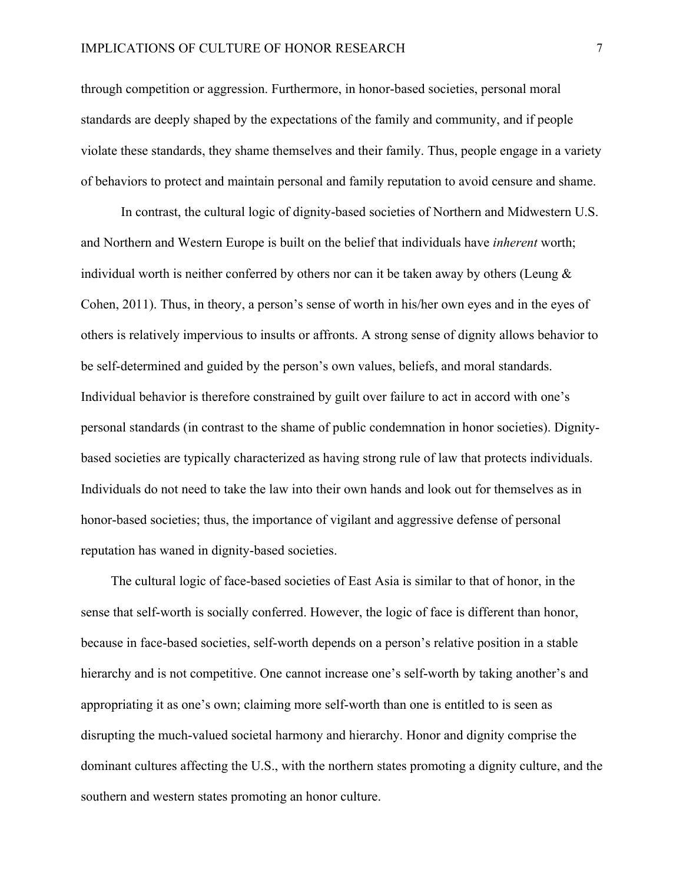through competition or aggression. Furthermore, in honor-based societies, personal moral standards are deeply shaped by the expectations of the family and community, and if people violate these standards, they shame themselves and their family. Thus, people engage in a variety of behaviors to protect and maintain personal and family reputation to avoid censure and shame.

In contrast, the cultural logic of dignity-based societies of Northern and Midwestern U.S. and Northern and Western Europe is built on the belief that individuals have *inherent* worth; individual worth is neither conferred by others nor can it be taken away by others (Leung & Cohen, 2011). Thus, in theory, a person's sense of worth in his/her own eyes and in the eyes of others is relatively impervious to insults or affronts. A strong sense of dignity allows behavior to be self-determined and guided by the person's own values, beliefs, and moral standards. Individual behavior is therefore constrained by guilt over failure to act in accord with one's personal standards (in contrast to the shame of public condemnation in honor societies). Dignity-based societies are typically characterized as having strong rule of law that protects individuals. Individuals do not need to take the law into their own hands and look out for themselves as in honor-based societies; thus, the importance of vigilant and aggressive defense of personal reputation has waned in dignity-based societies.

The cultural logic of face-based societies of East Asia is similar to that of honor, in the sense that self-worth is socially conferred. However, the logic of face is different than honor, because in face-based societies, self-worth depends on a person's relative position in a stable hierarchy and is not competitive. One cannot increase one's self-worth by taking another's and appropriating it as one's own; claiming more self-worth than one is entitled to is seen as disrupting the much-valued societal harmony and hierarchy. Honor and dignity comprise the dominant cultures affecting the U.S., with the northern states promoting a dignity culture, and the southern and western states promoting an honor culture.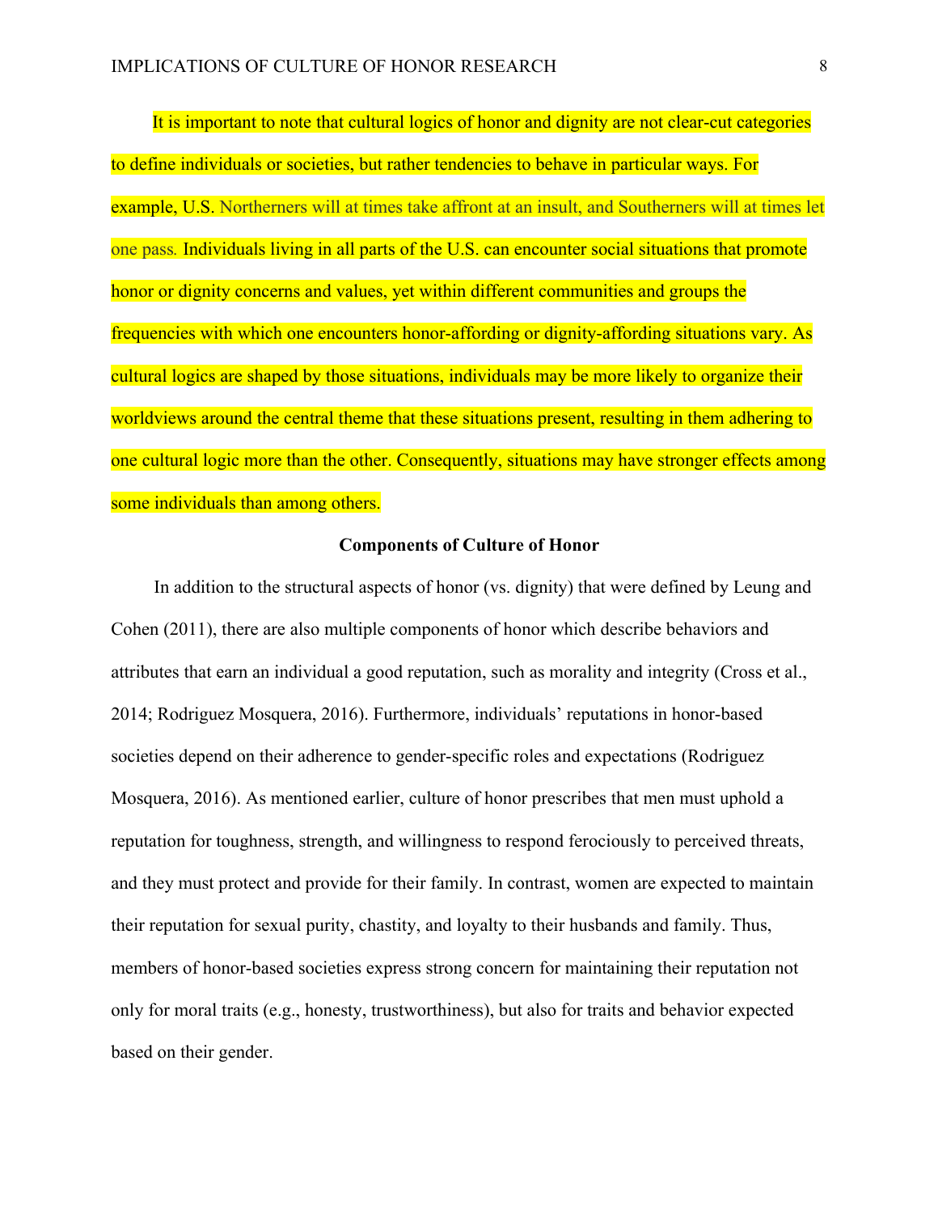It is important to note that cultural logics of honor and dignity are not clear-cut categories to define individuals or societies, but rather tendencies to behave in particular ways. For example, U.S. Northerners will at times take affront at an insult, and Southerners will at times let one pass. Individuals living in all parts of the U.S. can encounter social situations that promote honor or dignity concerns and values, yet within different communities and groups the frequencies with which one encounters honor-affording or dignity-affording situations vary. As cultural logics are shaped by those situations, individuals may be more likely to organize their worldviews around the central theme that these situations present, resulting in them adhering to one cultural logic more than the other. Consequently, situations may have stronger effects among some individuals than among others.

## Components of Culture of Honor

In addition to the structural aspects of honor (vs. dignity) that were defined by Leung and Cohen (2011), there are also multiple components of honor which describe behaviors and attributes that earn an individual a good reputation, such as morality and integrity (Cross et al., 2014; Rodriguez Mosquera, 2016). Furthermore, individuals' reputations in honor-based societies depend on their adherence to gender-specific roles and expectations (Rodriguez Mosquera, 2016). As mentioned earlier, culture of honor prescribes that men must uphold a reputation for toughness, strength, and willingness to respond ferociously to perceived threats, and they must protect and provide for their family. In contrast, women are expected to maintain their reputation for sexual purity, chastity, and loyalty to their husbands and family. Thus, members of honor-based societies express strong concern for maintaining their reputation not only for moral traits (e.g., honesty, trustworthiness), but also for traits and behavior expected based on their gender.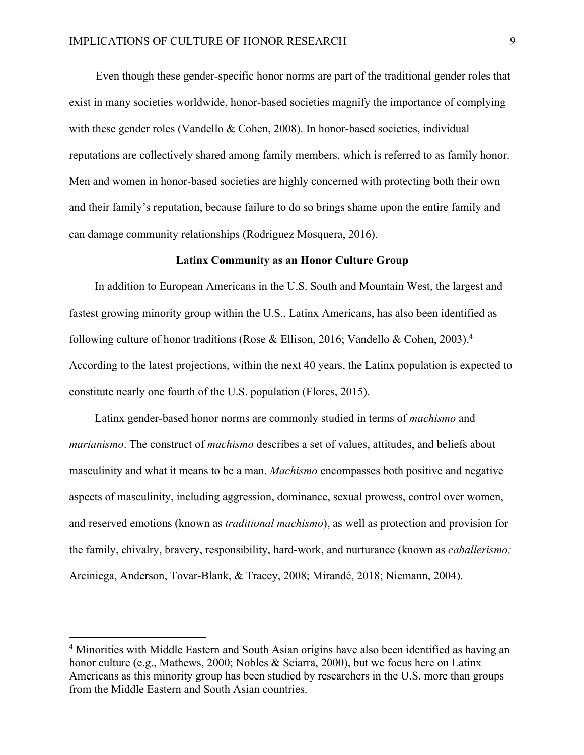Even though these gender-specific honor norms are part of the traditional gender roles that exist in many societies worldwide, honor-based societies magnify the importance of complying with these gender roles (Vandello & Cohen, 2008). In honor-based societies, individual reputations are collectively shared among family members, which is referred to as family honor. Men and women in honor-based societies are highly concerned with protecting both their own and their family's reputation, because failure to do so brings shame upon the entire family and can damage community relationships (Rodriguez Mosquera, 2016).

**Latinx Community as an Honor Culture Group**

In addition to European Americans in the U.S. South and Mountain West, the largest and fastest growing minority group within the U.S., Latinx Americans, has also been identified as following culture of honor traditions (Rose & Ellison, 2016; Vandello & Cohen, 2003).[4] According to the latest projections, within the next 40 years, the Latinx population is expected to constitute nearly one fourth of the U.S. population (Flores, 2015).

Latinx gender-based honor norms are commonly studied in terms of *machismo* and *marianismo*. The construct of *machismo* describes a set of values, attitudes, and beliefs about masculinity and what it means to be a man. *Machismo* encompasses both positive and negative aspects of masculinity, including aggression, dominance, sexual prowess, control over women, and reserved emotions (known as *traditional machismo*), as well as protection and provision for the family, chivalry, bravery, responsibility, hard-work, and nurturance (known as *caballerismo;* Arciniega, Anderson, Tovar-Blank, & Tracey, 2008; Mirandé, 2018; Niemann, 2004).

---

[4] Minorities with Middle Eastern and South Asian origins have also been identified as having an honor culture (e.g., Mathews, 2000; Nobles & Sciarra, 2000), but we focus here on Latinx Americans as this minority group has been studied by researchers in the U.S. more than groups from the Middle Eastern and South Asian countries.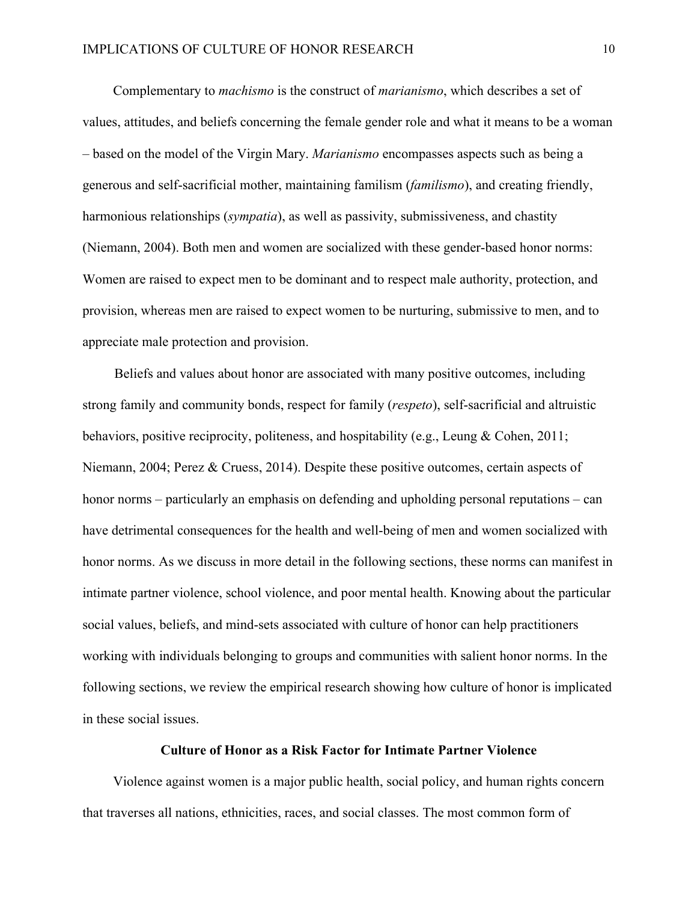Complementary to *machismo* is the construct of *marianismo*, which describes a set of values, attitudes, and beliefs concerning the female gender role and what it means to be a woman – based on the model of the Virgin Mary. *Marianismo* encompasses aspects such as being a generous and self-sacrificial mother, maintaining familism (*familismo*), and creating friendly, harmonious relationships (*sympatia*), as well as passivity, submissiveness, and chastity (Niemann, 2004). Both men and women are socialized with these gender-based honor norms: Women are raised to expect men to be dominant and to respect male authority, protection, and provision, whereas men are raised to expect women to be nurturing, submissive to men, and to appreciate male protection and provision.

Beliefs and values about honor are associated with many positive outcomes, including strong family and community bonds, respect for family (*respeto*), self-sacrificial and altruistic behaviors, positive reciprocity, politeness, and hospitability (e.g., Leung & Cohen, 2011; Niemann, 2004; Perez & Cruess, 2014). Despite these positive outcomes, certain aspects of honor norms – particularly an emphasis on defending and upholding personal reputations – can have detrimental consequences for the health and well-being of men and women socialized with honor norms. As we discuss in more detail in the following sections, these norms can manifest in intimate partner violence, school violence, and poor mental health. Knowing about the particular social values, beliefs, and mind-sets associated with culture of honor can help practitioners working with individuals belonging to groups and communities with salient honor norms. In the following sections, we review the empirical research showing how culture of honor is implicated in these social issues.

## Culture of Honor as a Risk Factor for Intimate Partner Violence

Violence against women is a major public health, social policy, and human rights concern that traverses all nations, ethnicities, races, and social classes. The most common form of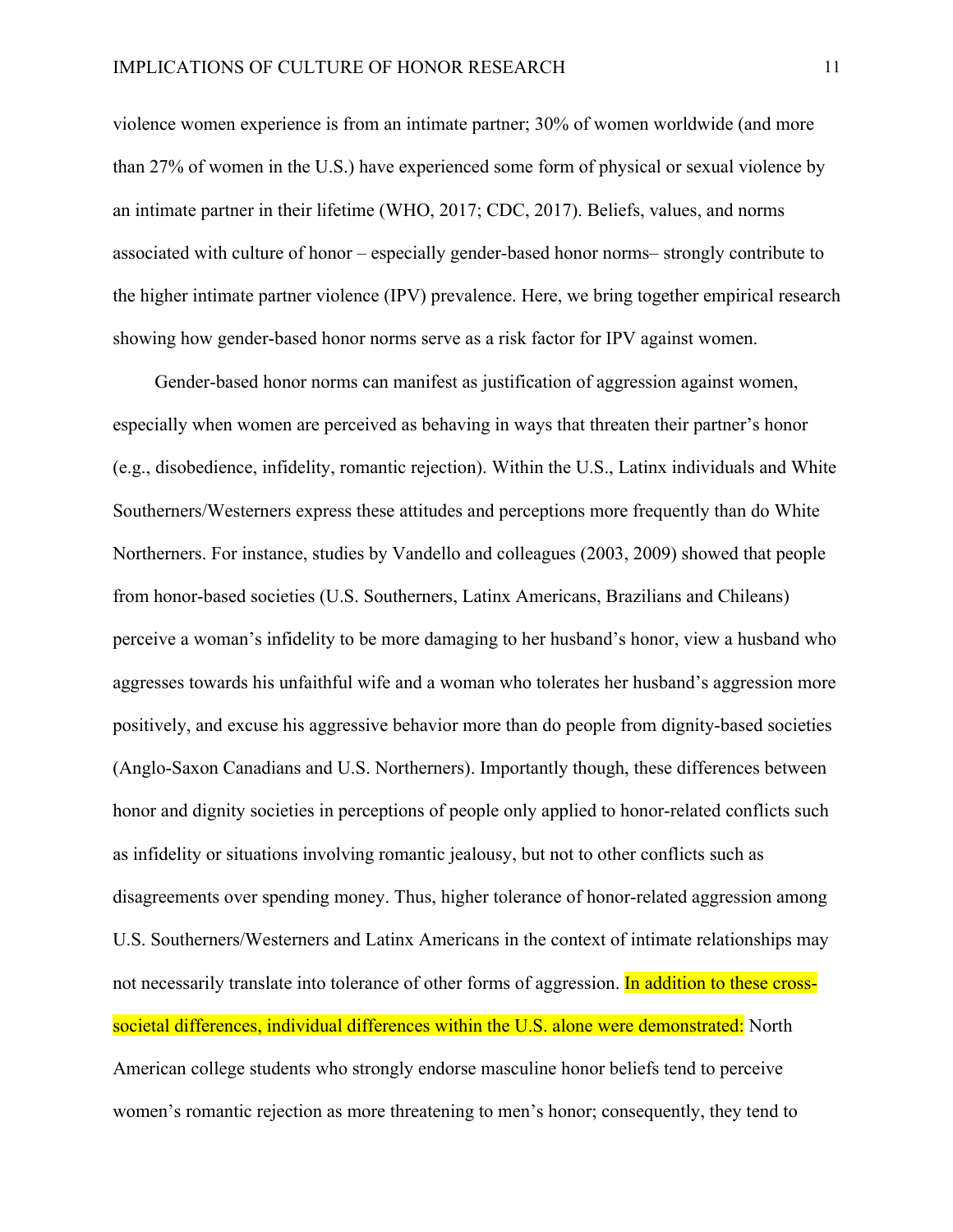violence women experience is from an intimate partner; 30% of women worldwide (and more than 27% of women in the U.S.) have experienced some form of physical or sexual violence by an intimate partner in their lifetime (WHO, 2017; CDC, 2017). Beliefs, values, and norms associated with culture of honor – especially gender-based honor norms– strongly contribute to the higher intimate partner violence (IPV) prevalence. Here, we bring together empirical research showing how gender-based honor norms serve as a risk factor for IPV against women.

Gender-based honor norms can manifest as justification of aggression against women, especially when women are perceived as behaving in ways that threaten their partner's honor (e.g., disobedience, infidelity, romantic rejection). Within the U.S., Latinx individuals and White Southerners/Westerners express these attitudes and perceptions more frequently than do White Northerners. For instance, studies by Vandello and colleagues (2003, 2009) showed that people from honor-based societies (U.S. Southerners, Latinx Americans, Brazilians and Chileans) perceive a woman's infidelity to be more damaging to her husband's honor, view a husband who aggresses towards his unfaithful wife and a woman who tolerates her husband's aggression more positively, and excuse his aggressive behavior more than do people from dignity-based societies (Anglo-Saxon Canadians and U.S. Northerners). Importantly though, these differences between honor and dignity societies in perceptions of people only applied to honor-related conflicts such as infidelity or situations involving romantic jealousy, but not to other conflicts such as disagreements over spending money. Thus, higher tolerance of honor-related aggression among U.S. Southerners/Westerners and Latinx Americans in the context of intimate relationships may not necessarily translate into tolerance of other forms of aggression. In addition to these cross-societal differences, individual differences within the U.S. alone were demonstrated: North American college students who strongly endorse masculine honor beliefs tend to perceive women's romantic rejection as more threatening to men's honor; consequently, they tend to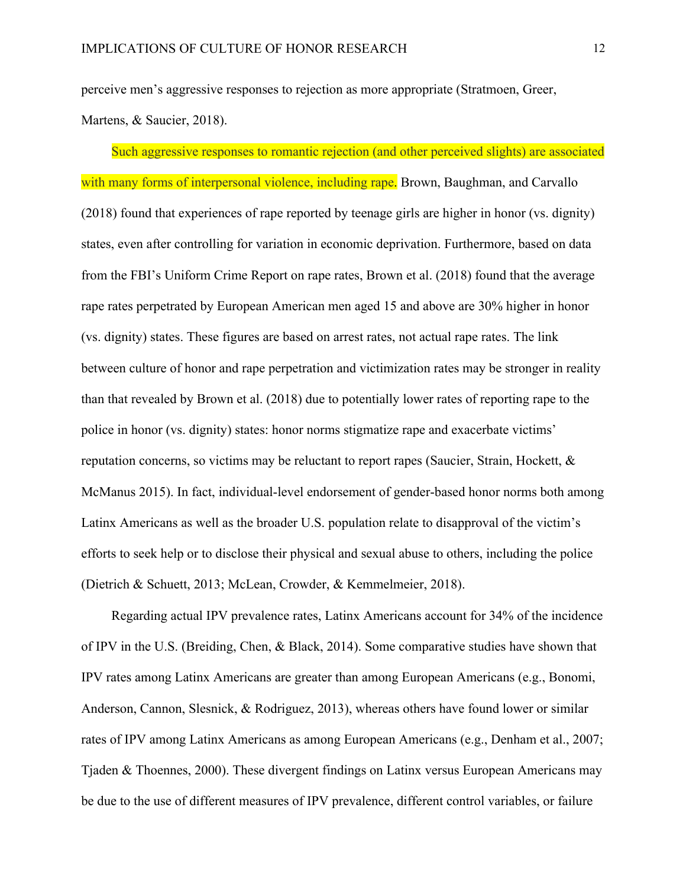perceive men's aggressive responses to rejection as more appropriate (Stratmoen, Greer, Martens, & Saucier, 2018).

Such aggressive responses to romantic rejection (and other perceived slights) are associated with many forms of interpersonal violence, including rape. Brown, Baughman, and Carvallo (2018) found that experiences of rape reported by teenage girls are higher in honor (vs. dignity) states, even after controlling for variation in economic deprivation. Furthermore, based on data from the FBI's Uniform Crime Report on rape rates, Brown et al. (2018) found that the average rape rates perpetrated by European American men aged 15 and above are 30% higher in honor (vs. dignity) states. These figures are based on arrest rates, not actual rape rates. The link between culture of honor and rape perpetration and victimization rates may be stronger in reality than that revealed by Brown et al. (2018) due to potentially lower rates of reporting rape to the police in honor (vs. dignity) states: honor norms stigmatize rape and exacerbate victims' reputation concerns, so victims may be reluctant to report rapes (Saucier, Strain, Hockett, & McManus 2015). In fact, individual-level endorsement of gender-based honor norms both among Latinx Americans as well as the broader U.S. population relate to disapproval of the victim's efforts to seek help or to disclose their physical and sexual abuse to others, including the police (Dietrich & Schuett, 2013; McLean, Crowder, & Kemmelmeier, 2018).

Regarding actual IPV prevalence rates, Latinx Americans account for 34% of the incidence of IPV in the U.S. (Breiding, Chen, & Black, 2014). Some comparative studies have shown that IPV rates among Latinx Americans are greater than among European Americans (e.g., Bonomi, Anderson, Cannon, Slesnick, & Rodriguez, 2013), whereas others have found lower or similar rates of IPV among Latinx Americans as among European Americans (e.g., Denham et al., 2007; Tjaden & Thoennes, 2000). These divergent findings on Latinx versus European Americans may be due to the use of different measures of IPV prevalence, different control variables, or failure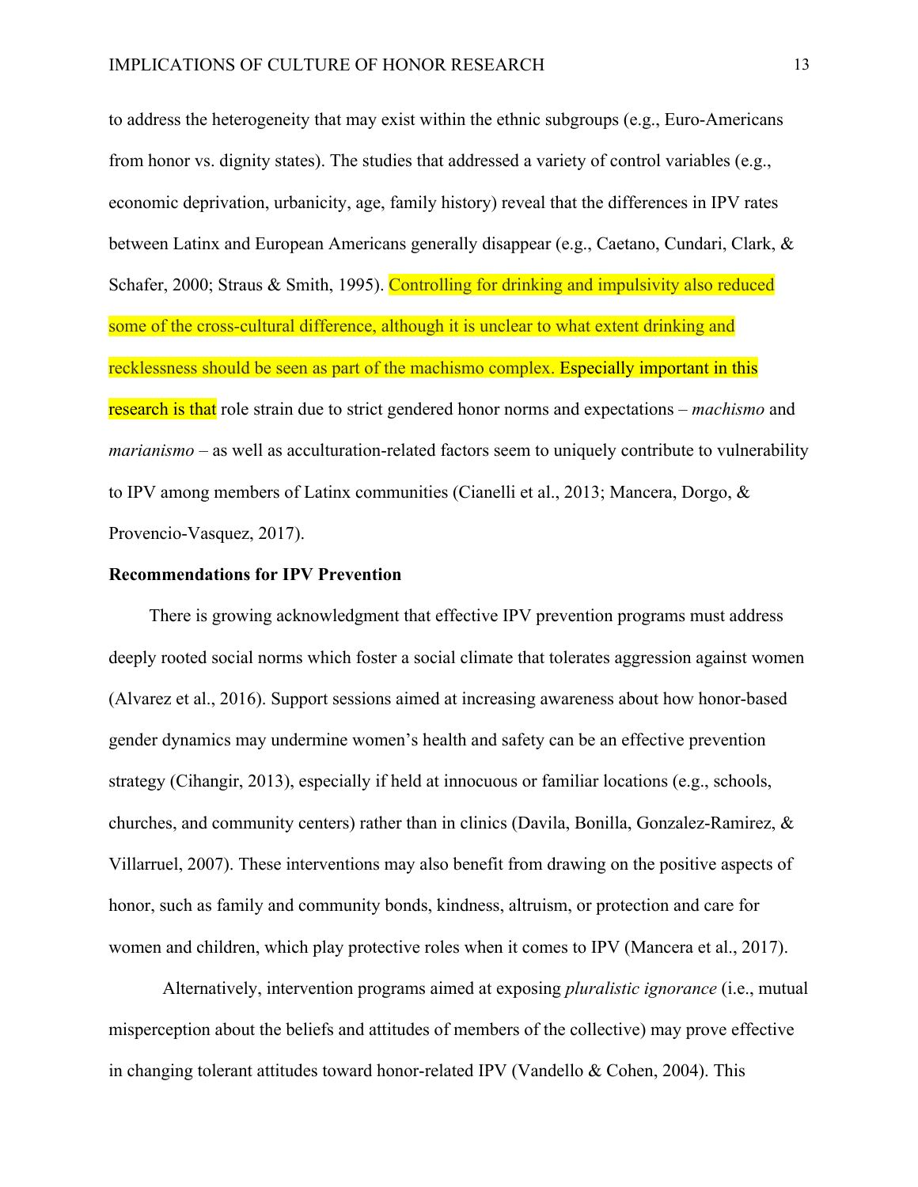to address the heterogeneity that may exist within the ethnic subgroups (e.g., Euro-Americans from honor vs. dignity states). The studies that addressed a variety of control variables (e.g., economic deprivation, urbanicity, age, family history) reveal that the differences in IPV rates between Latinx and European Americans generally disappear (e.g., Caetano, Cundari, Clark, & Schafer, 2000; Straus & Smith, 1995). Controlling for drinking and impulsivity also reduced some of the cross-cultural difference, although it is unclear to what extent drinking and recklessness should be seen as part of the machismo complex. Especially important in this research is that role strain due to strict gendered honor norms and expectations – *machismo* and *marianismo* – as well as acculturation-related factors seem to uniquely contribute to vulnerability to IPV among members of Latinx communities (Cianelli et al., 2013; Mancera, Dorgo, & Provencio-Vasquez, 2017).

**Recommendations for IPV Prevention**

There is growing acknowledgment that effective IPV prevention programs must address deeply rooted social norms which foster a social climate that tolerates aggression against women (Alvarez et al., 2016). Support sessions aimed at increasing awareness about how honor-based gender dynamics may undermine women's health and safety can be an effective prevention strategy (Cihangir, 2013), especially if held at innocuous or familiar locations (e.g., schools, churches, and community centers) rather than in clinics (Davila, Bonilla, Gonzalez-Ramirez, & Villarruel, 2007). These interventions may also benefit from drawing on the positive aspects of honor, such as family and community bonds, kindness, altruism, or protection and care for women and children, which play protective roles when it comes to IPV (Mancera et al., 2017).

Alternatively, intervention programs aimed at exposing *pluralistic ignorance* (i.e., mutual misperception about the beliefs and attitudes of members of the collective) may prove effective in changing tolerant attitudes toward honor-related IPV (Vandello & Cohen, 2004). This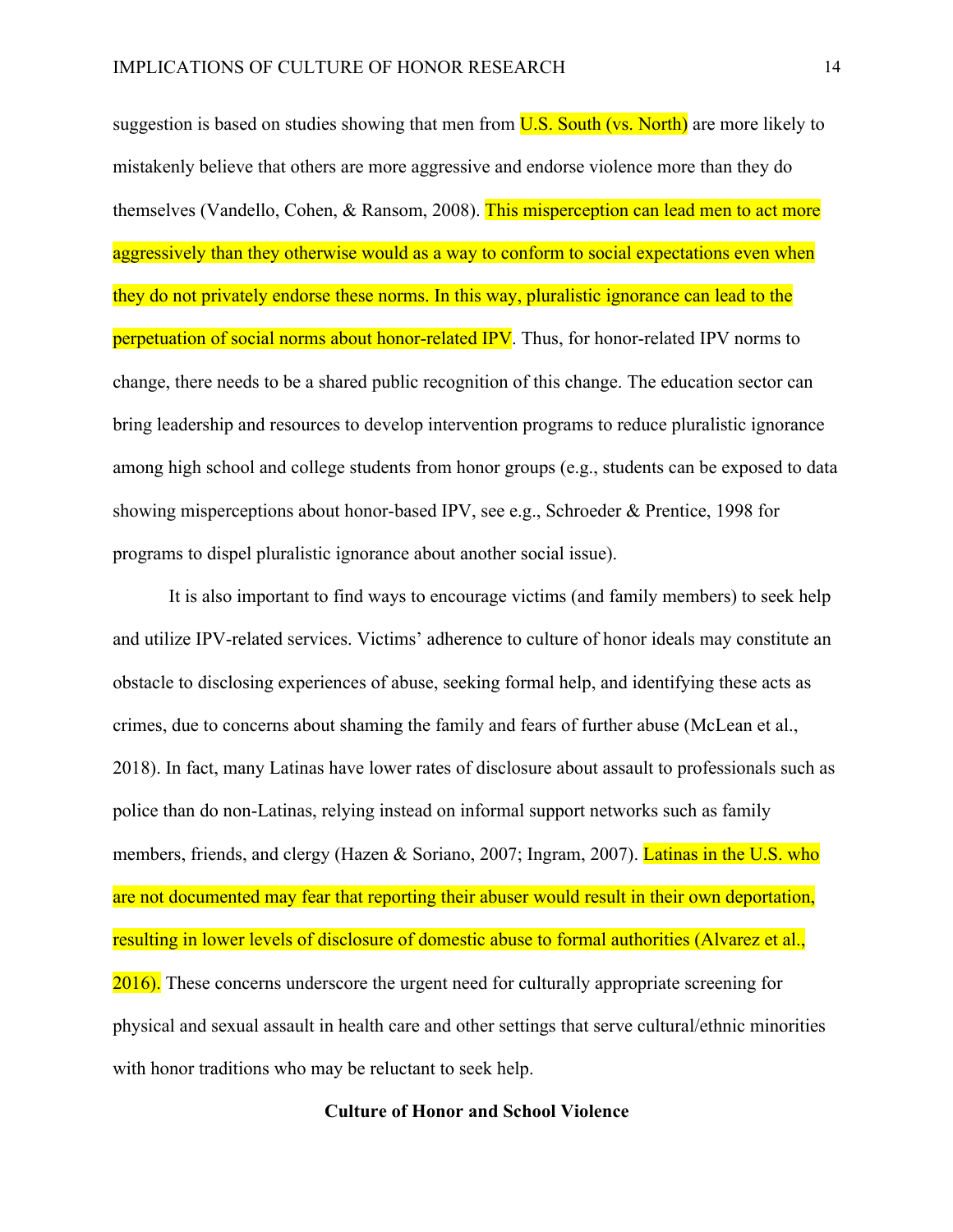suggestion is based on studies showing that men from U.S. South (vs. North) are more likely to mistakenly believe that others are more aggressive and endorse violence more than they do themselves (Vandello, Cohen, & Ransom, 2008). This misperception can lead men to act more aggressively than they otherwise would as a way to conform to social expectations even when they do not privately endorse these norms. In this way, pluralistic ignorance can lead to the perpetuation of social norms about honor-related IPV. Thus, for honor-related IPV norms to change, there needs to be a shared public recognition of this change. The education sector can bring leadership and resources to develop intervention programs to reduce pluralistic ignorance among high school and college students from honor groups (e.g., students can be exposed to data showing misperceptions about honor-based IPV, see e.g., Schroeder & Prentice, 1998 for programs to dispel pluralistic ignorance about another social issue).

It is also important to find ways to encourage victims (and family members) to seek help and utilize IPV-related services. Victims' adherence to culture of honor ideals may constitute an obstacle to disclosing experiences of abuse, seeking formal help, and identifying these acts as crimes, due to concerns about shaming the family and fears of further abuse (McLean et al., 2018). In fact, many Latinas have lower rates of disclosure about assault to professionals such as police than do non-Latinas, relying instead on informal support networks such as family members, friends, and clergy (Hazen & Soriano, 2007; Ingram, 2007). Latinas in the U.S. who are not documented may fear that reporting their abuser would result in their own deportation, resulting in lower levels of disclosure of domestic abuse to formal authorities (Alvarez et al., 2016). These concerns underscore the urgent need for culturally appropriate screening for physical and sexual assault in health care and other settings that serve cultural/ethnic minorities with honor traditions who may be reluctant to seek help.

## Culture of Honor and School Violence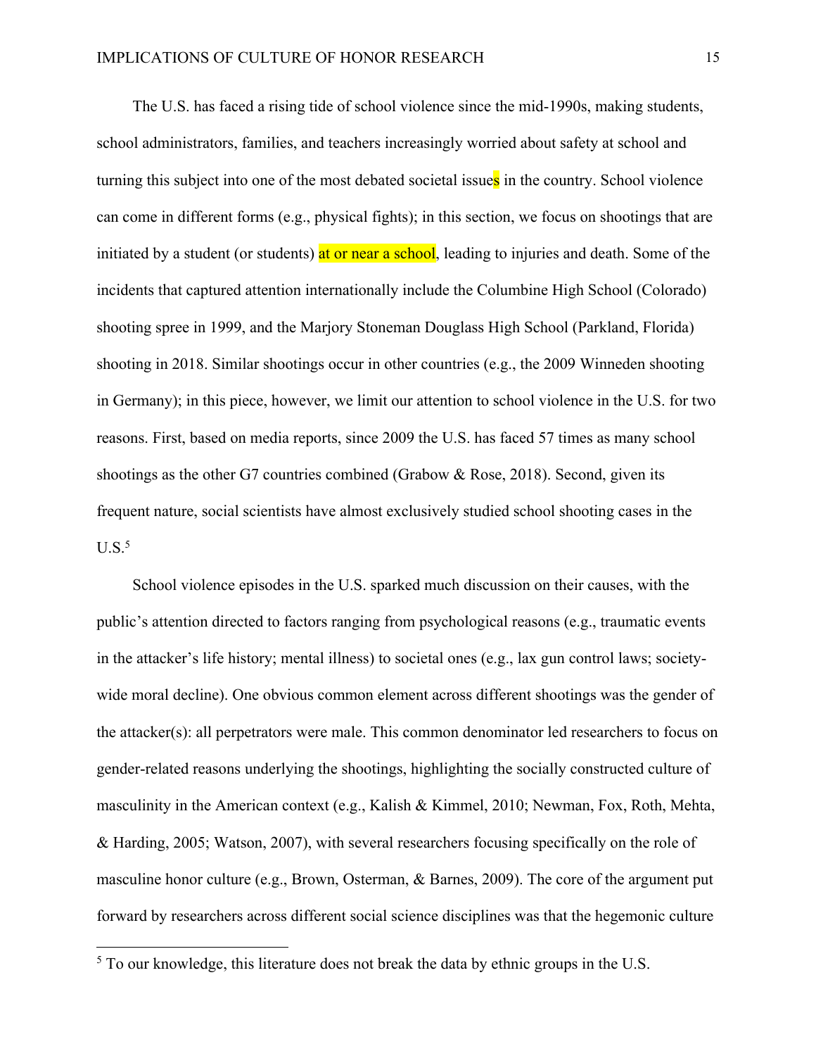The U.S. has faced a rising tide of school violence since the mid-1990s, making students, school administrators, families, and teachers increasingly worried about safety at school and turning this subject into one of the most debated societal issues in the country. School violence can come in different forms (e.g., physical fights); in this section, we focus on shootings that are initiated by a student (or students) at or near a school, leading to injuries and death. Some of the incidents that captured attention internationally include the Columbine High School (Colorado) shooting spree in 1999, and the Marjory Stoneman Douglass High School (Parkland, Florida) shooting in 2018. Similar shootings occur in other countries (e.g., the 2009 Winneden shooting in Germany); in this piece, however, we limit our attention to school violence in the U.S. for two reasons. First, based on media reports, since 2009 the U.S. has faced 57 times as many school shootings as the other G7 countries combined (Grabow & Rose, 2018). Second, given its frequent nature, social scientists have almost exclusively studied school shooting cases in the U.S.[5]

School violence episodes in the U.S. sparked much discussion on their causes, with the public's attention directed to factors ranging from psychological reasons (e.g., traumatic events in the attacker's life history; mental illness) to societal ones (e.g., lax gun control laws; society-wide moral decline). One obvious common element across different shootings was the gender of the attacker(s): all perpetrators were male. This common denominator led researchers to focus on gender-related reasons underlying the shootings, highlighting the socially constructed culture of masculinity in the American context (e.g., Kalish & Kimmel, 2010; Newman, Fox, Roth, Mehta, & Harding, 2005; Watson, 2007), with several researchers focusing specifically on the role of masculine honor culture (e.g., Brown, Osterman, & Barnes, 2009). The core of the argument put forward by researchers across different social science disciplines was that the hegemonic culture

[5] To our knowledge, this literature does not break the data by ethnic groups in the U.S.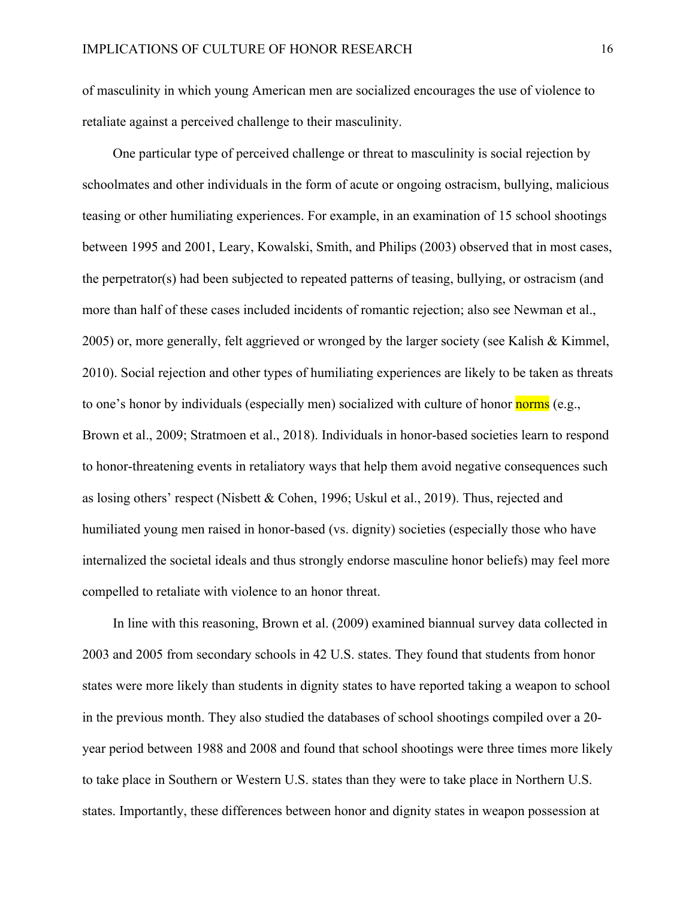of masculinity in which young American men are socialized encourages the use of violence to retaliate against a perceived challenge to their masculinity.

One particular type of perceived challenge or threat to masculinity is social rejection by schoolmates and other individuals in the form of acute or ongoing ostracism, bullying, malicious teasing or other humiliating experiences. For example, in an examination of 15 school shootings between 1995 and 2001, Leary, Kowalski, Smith, and Philips (2003) observed that in most cases, the perpetrator(s) had been subjected to repeated patterns of teasing, bullying, or ostracism (and more than half of these cases included incidents of romantic rejection; also see Newman et al., 2005) or, more generally, felt aggrieved or wronged by the larger society (see Kalish & Kimmel, 2010). Social rejection and other types of humiliating experiences are likely to be taken as threats to one's honor by individuals (especially men) socialized with culture of honor norms (e.g., Brown et al., 2009; Stratmoen et al., 2018). Individuals in honor-based societies learn to respond to honor-threatening events in retaliatory ways that help them avoid negative consequences such as losing others' respect (Nisbett & Cohen, 1996; Uskul et al., 2019). Thus, rejected and humiliated young men raised in honor-based (vs. dignity) societies (especially those who have internalized the societal ideals and thus strongly endorse masculine honor beliefs) may feel more compelled to retaliate with violence to an honor threat.

In line with this reasoning, Brown et al. (2009) examined biannual survey data collected in 2003 and 2005 from secondary schools in 42 U.S. states. They found that students from honor states were more likely than students in dignity states to have reported taking a weapon to school in the previous month. They also studied the databases of school shootings compiled over a 20-year period between 1988 and 2008 and found that school shootings were three times more likely to take place in Southern or Western U.S. states than they were to take place in Northern U.S. states. Importantly, these differences between honor and dignity states in weapon possession at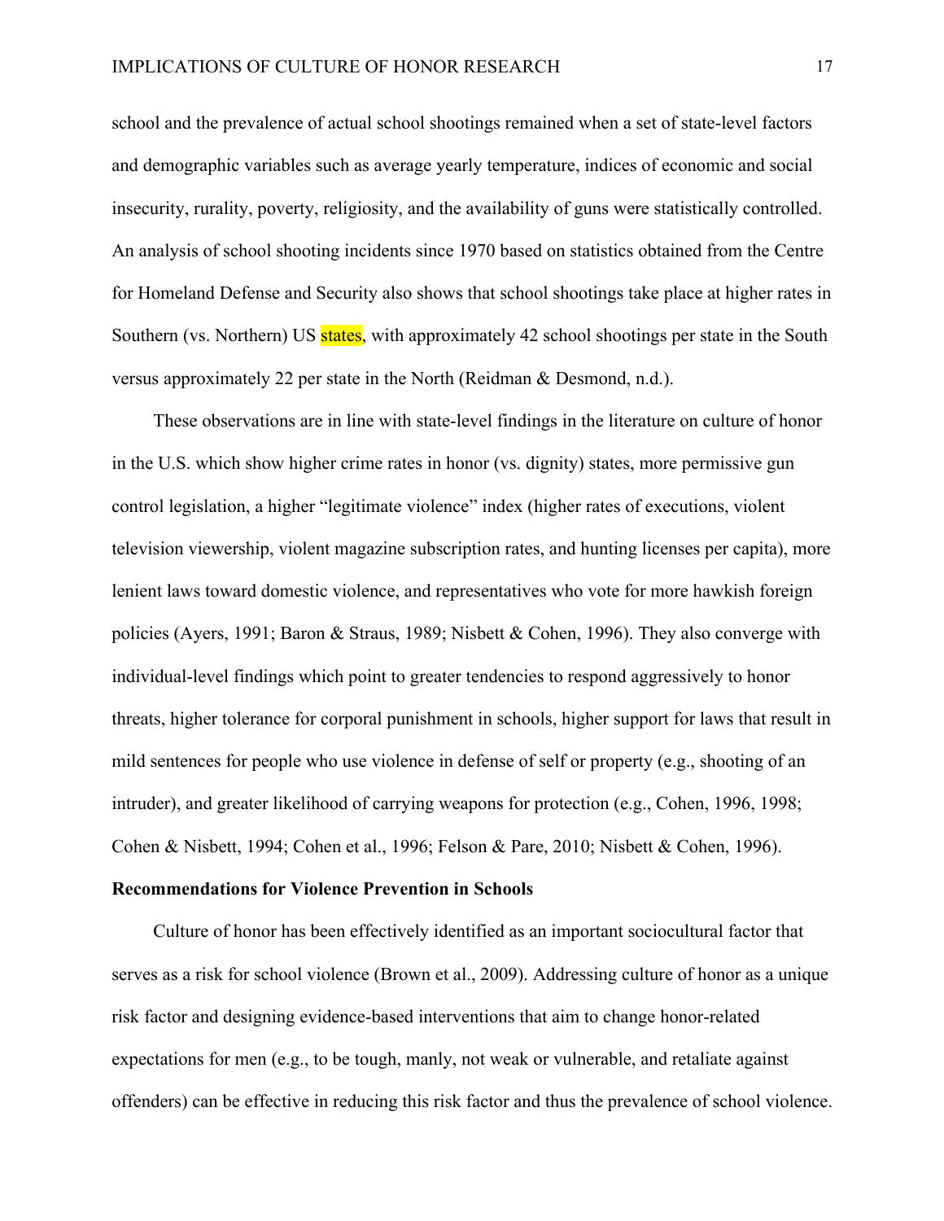school and the prevalence of actual school shootings remained when a set of state-level factors and demographic variables such as average yearly temperature, indices of economic and social insecurity, rurality, poverty, religiosity, and the availability of guns were statistically controlled. An analysis of school shooting incidents since 1970 based on statistics obtained from the Centre for Homeland Defense and Security also shows that school shootings take place at higher rates in Southern (vs. Northern) US states, with approximately 42 school shootings per state in the South versus approximately 22 per state in the North (Reidman & Desmond, n.d.).

These observations are in line with state-level findings in the literature on culture of honor in the U.S. which show higher crime rates in honor (vs. dignity) states, more permissive gun control legislation, a higher "legitimate violence" index (higher rates of executions, violent television viewership, violent magazine subscription rates, and hunting licenses per capita), more lenient laws toward domestic violence, and representatives who vote for more hawkish foreign policies (Ayers, 1991; Baron & Straus, 1989; Nisbett & Cohen, 1996). They also converge with individual-level findings which point to greater tendencies to respond aggressively to honor threats, higher tolerance for corporal punishment in schools, higher support for laws that result in mild sentences for people who use violence in defense of self or property (e.g., shooting of an intruder), and greater likelihood of carrying weapons for protection (e.g., Cohen, 1996, 1998; Cohen & Nisbett, 1994; Cohen et al., 1996; Felson & Pare, 2010; Nisbett & Cohen, 1996).

**Recommendations for Violence Prevention in Schools**

Culture of honor has been effectively identified as an important sociocultural factor that serves as a risk for school violence (Brown et al., 2009). Addressing culture of honor as a unique risk factor and designing evidence-based interventions that aim to change honor-related expectations for men (e.g., to be tough, manly, not weak or vulnerable, and retaliate against offenders) can be effective in reducing this risk factor and thus the prevalence of school violence.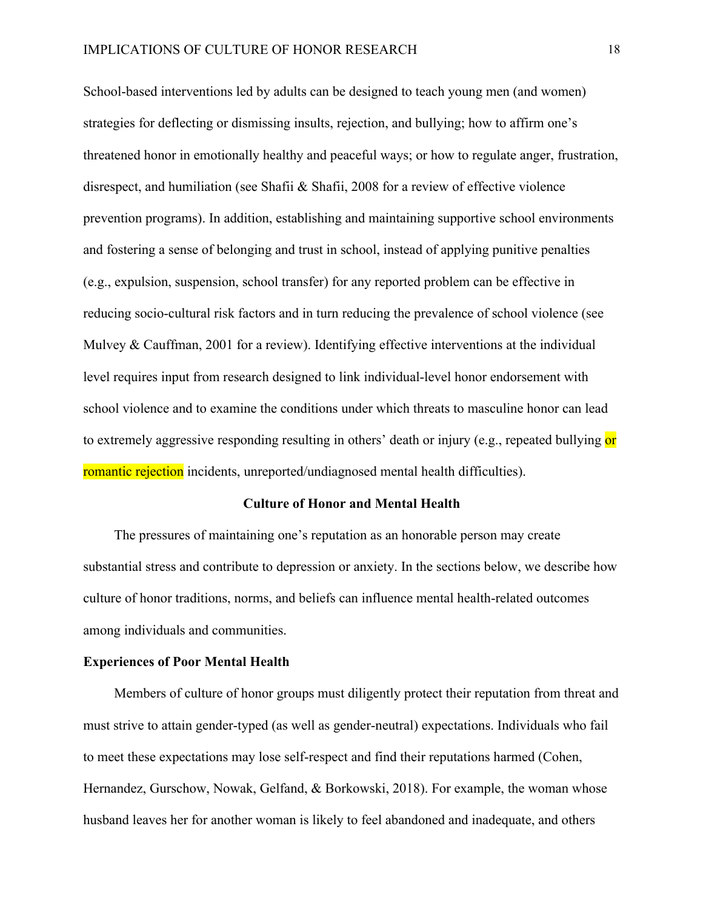School-based interventions led by adults can be designed to teach young men (and women) strategies for deflecting or dismissing insults, rejection, and bullying; how to affirm one's threatened honor in emotionally healthy and peaceful ways; or how to regulate anger, frustration, disrespect, and humiliation (see Shafii & Shafii, 2008 for a review of effective violence prevention programs). In addition, establishing and maintaining supportive school environments and fostering a sense of belonging and trust in school, instead of applying punitive penalties (e.g., expulsion, suspension, school transfer) for any reported problem can be effective in reducing socio-cultural risk factors and in turn reducing the prevalence of school violence (see Mulvey & Cauffman, 2001 for a review). Identifying effective interventions at the individual level requires input from research designed to link individual-level honor endorsement with school violence and to examine the conditions under which threats to masculine honor can lead to extremely aggressive responding resulting in others' death or injury (e.g., repeated bullying or romantic rejection incidents, unreported/undiagnosed mental health difficulties).

## Culture of Honor and Mental Health

The pressures of maintaining one's reputation as an honorable person may create substantial stress and contribute to depression or anxiety. In the sections below, we describe how culture of honor traditions, norms, and beliefs can influence mental health-related outcomes among individuals and communities.

### Experiences of Poor Mental Health

Members of culture of honor groups must diligently protect their reputation from threat and must strive to attain gender-typed (as well as gender-neutral) expectations. Individuals who fail to meet these expectations may lose self-respect and find their reputations harmed (Cohen, Hernandez, Gurschow, Nowak, Gelfand, & Borkowski, 2018). For example, the woman whose husband leaves her for another woman is likely to feel abandoned and inadequate, and others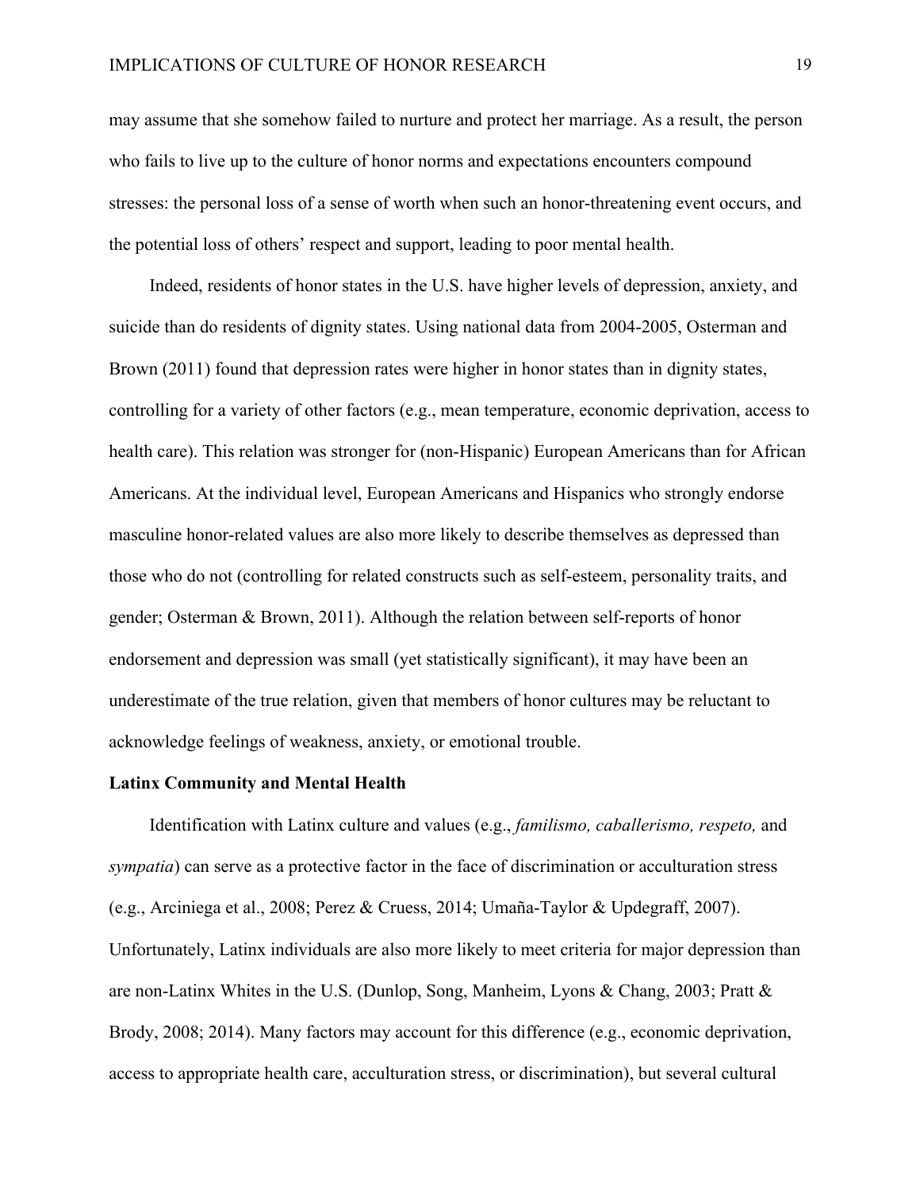may assume that she somehow failed to nurture and protect her marriage. As a result, the person who fails to live up to the culture of honor norms and expectations encounters compound stresses: the personal loss of a sense of worth when such an honor-threatening event occurs, and the potential loss of others' respect and support, leading to poor mental health.

Indeed, residents of honor states in the U.S. have higher levels of depression, anxiety, and suicide than do residents of dignity states. Using national data from 2004-2005, Osterman and Brown (2011) found that depression rates were higher in honor states than in dignity states, controlling for a variety of other factors (e.g., mean temperature, economic deprivation, access to health care). This relation was stronger for (non-Hispanic) European Americans than for African Americans. At the individual level, European Americans and Hispanics who strongly endorse masculine honor-related values are also more likely to describe themselves as depressed than those who do not (controlling for related constructs such as self-esteem, personality traits, and gender; Osterman & Brown, 2011). Although the relation between self-reports of honor endorsement and depression was small (yet statistically significant), it may have been an underestimate of the true relation, given that members of honor cultures may be reluctant to acknowledge feelings of weakness, anxiety, or emotional trouble.

**Latinx Community and Mental Health**

Identification with Latinx culture and values (e.g., *familismo, caballerismo, respeto,* and *sympatia*) can serve as a protective factor in the face of discrimination or acculturation stress (e.g., Arciniega et al., 2008; Perez & Cruess, 2014; Umaña-Taylor & Updegraff, 2007). Unfortunately, Latinx individuals are also more likely to meet criteria for major depression than are non-Latinx Whites in the U.S. (Dunlop, Song, Manheim, Lyons & Chang, 2003; Pratt & Brody, 2008; 2014). Many factors may account for this difference (e.g., economic deprivation, access to appropriate health care, acculturation stress, or discrimination), but several cultural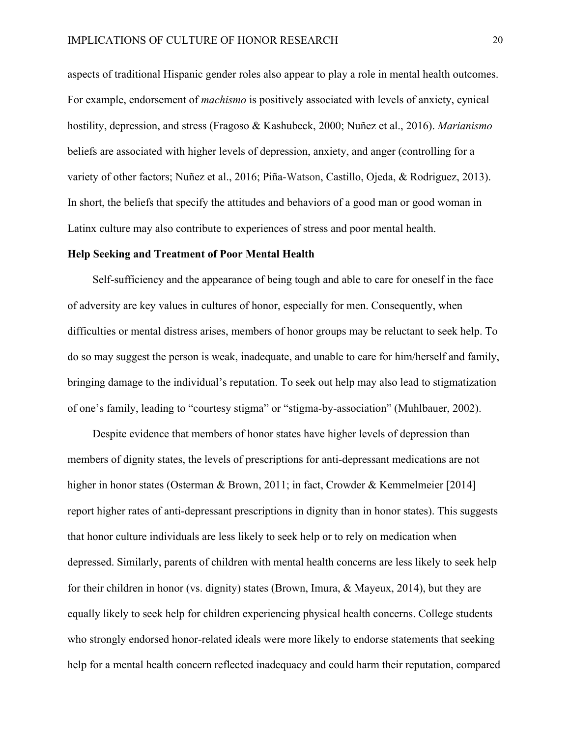aspects of traditional Hispanic gender roles also appear to play a role in mental health outcomes. For example, endorsement of *machismo* is positively associated with levels of anxiety, cynical hostility, depression, and stress (Fragoso & Kashubeck, 2000; Nuñez et al., 2016). *Marianismo* beliefs are associated with higher levels of depression, anxiety, and anger (controlling for a variety of other factors; Nuñez et al., 2016; Piña-Watson, Castillo, Ojeda, & Rodriguez, 2013). In short, the beliefs that specify the attitudes and behaviors of a good man or good woman in Latinx culture may also contribute to experiences of stress and poor mental health.

### Help Seeking and Treatment of Poor Mental Health

Self-sufficiency and the appearance of being tough and able to care for oneself in the face of adversity are key values in cultures of honor, especially for men. Consequently, when difficulties or mental distress arises, members of honor groups may be reluctant to seek help. To do so may suggest the person is weak, inadequate, and unable to care for him/herself and family, bringing damage to the individual's reputation. To seek out help may also lead to stigmatization of one's family, leading to "courtesy stigma" or "stigma-by-association" (Muhlbauer, 2002).

Despite evidence that members of honor states have higher levels of depression than members of dignity states, the levels of prescriptions for anti-depressant medications are not higher in honor states (Osterman & Brown, 2011; in fact, Crowder & Kemmelmeier [2014] report higher rates of anti-depressant prescriptions in dignity than in honor states). This suggests that honor culture individuals are less likely to seek help or to rely on medication when depressed. Similarly, parents of children with mental health concerns are less likely to seek help for their children in honor (vs. dignity) states (Brown, Imura, & Mayeux, 2014), but they are equally likely to seek help for children experiencing physical health concerns. College students who strongly endorsed honor-related ideals were more likely to endorse statements that seeking help for a mental health concern reflected inadequacy and could harm their reputation, compared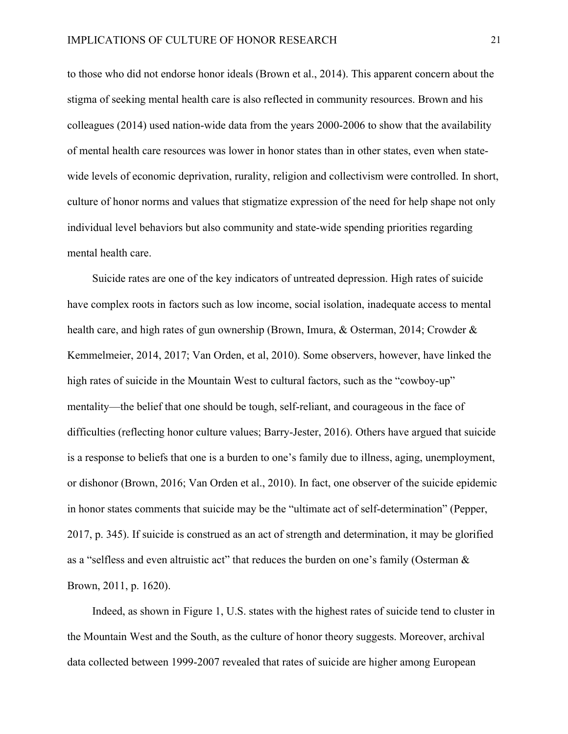to those who did not endorse honor ideals (Brown et al., 2014). This apparent concern about the stigma of seeking mental health care is also reflected in community resources. Brown and his colleagues (2014) used nation-wide data from the years 2000-2006 to show that the availability of mental health care resources was lower in honor states than in other states, even when state-wide levels of economic deprivation, rurality, religion and collectivism were controlled. In short, culture of honor norms and values that stigmatize expression of the need for help shape not only individual level behaviors but also community and state-wide spending priorities regarding mental health care.

Suicide rates are one of the key indicators of untreated depression. High rates of suicide have complex roots in factors such as low income, social isolation, inadequate access to mental health care, and high rates of gun ownership (Brown, Imura, & Osterman, 2014; Crowder & Kemmelmeier, 2014, 2017; Van Orden, et al, 2010). Some observers, however, have linked the high rates of suicide in the Mountain West to cultural factors, such as the "cowboy-up" mentality—the belief that one should be tough, self-reliant, and courageous in the face of difficulties (reflecting honor culture values; Barry-Jester, 2016). Others have argued that suicide is a response to beliefs that one is a burden to one's family due to illness, aging, unemployment, or dishonor (Brown, 2016; Van Orden et al., 2010). In fact, one observer of the suicide epidemic in honor states comments that suicide may be the "ultimate act of self-determination" (Pepper, 2017, p. 345). If suicide is construed as an act of strength and determination, it may be glorified as a "selfless and even altruistic act" that reduces the burden on one's family (Osterman & Brown, 2011, p. 1620).

Indeed, as shown in Figure 1, U.S. states with the highest rates of suicide tend to cluster in the Mountain West and the South, as the culture of honor theory suggests. Moreover, archival data collected between 1999-2007 revealed that rates of suicide are higher among European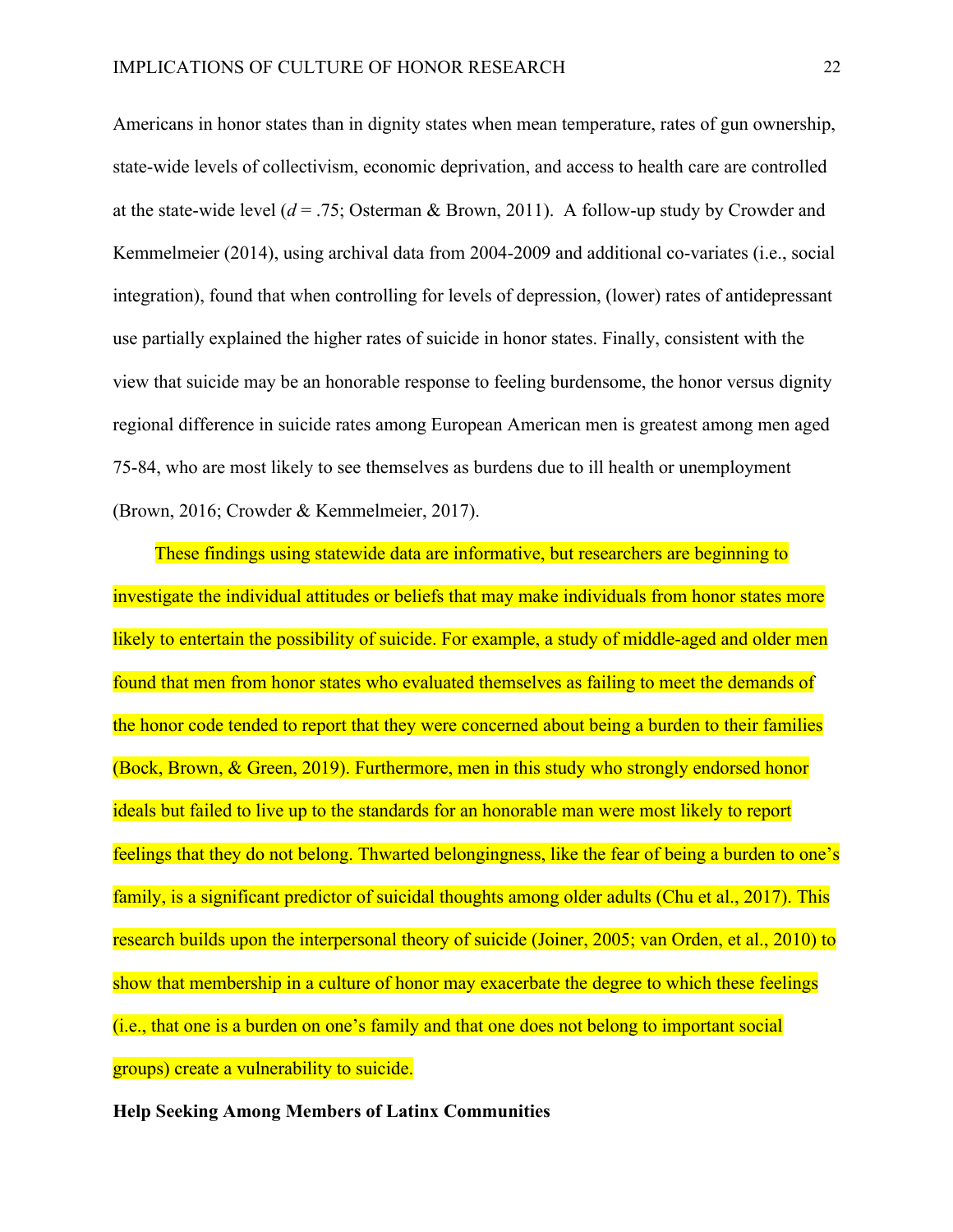Americans in honor states than in dignity states when mean temperature, rates of gun ownership, state-wide levels of collectivism, economic deprivation, and access to health care are controlled at the state-wide level ($d$ = .75; Osterman & Brown, 2011). A follow-up study by Crowder and Kemmelmeier (2014), using archival data from 2004-2009 and additional co-variates (i.e., social integration), found that when controlling for levels of depression, (lower) rates of antidepressant use partially explained the higher rates of suicide in honor states. Finally, consistent with the view that suicide may be an honorable response to feeling burdensome, the honor versus dignity regional difference in suicide rates among European American men is greatest among men aged 75-84, who are most likely to see themselves as burdens due to ill health or unemployment (Brown, 2016; Crowder & Kemmelmeier, 2017).

These findings using statewide data are informative, but researchers are beginning to investigate the individual attitudes or beliefs that may make individuals from honor states more likely to entertain the possibility of suicide. For example, a study of middle-aged and older men found that men from honor states who evaluated themselves as failing to meet the demands of the honor code tended to report that they were concerned about being a burden to their families (Bock, Brown, & Green, 2019). Furthermore, men in this study who strongly endorsed honor ideals but failed to live up to the standards for an honorable man were most likely to report feelings that they do not belong. Thwarted belongingness, like the fear of being a burden to one's family, is a significant predictor of suicidal thoughts among older adults (Chu et al., 2017). This research builds upon the interpersonal theory of suicide (Joiner, 2005; van Orden, et al., 2010) to show that membership in a culture of honor may exacerbate the degree to which these feelings (i.e., that one is a burden on one's family and that one does not belong to important social groups) create a vulnerability to suicide.

**Help Seeking Among Members of Latinx Communities**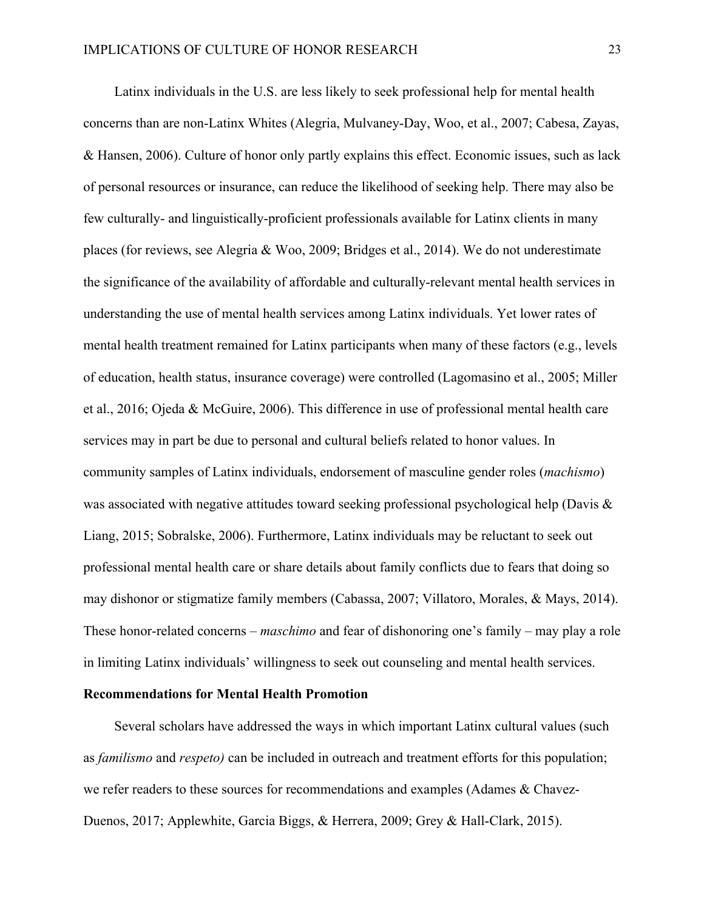Latinx individuals in the U.S. are less likely to seek professional help for mental health concerns than are non-Latinx Whites (Alegria, Mulvaney-Day, Woo, et al., 2007; Cabesa, Zayas, & Hansen, 2006). Culture of honor only partly explains this effect. Economic issues, such as lack of personal resources or insurance, can reduce the likelihood of seeking help. There may also be few culturally- and linguistically-proficient professionals available for Latinx clients in many places (for reviews, see Alegria & Woo, 2009; Bridges et al., 2014). We do not underestimate the significance of the availability of affordable and culturally-relevant mental health services in understanding the use of mental health services among Latinx individuals. Yet lower rates of mental health treatment remained for Latinx participants when many of these factors (e.g., levels of education, health status, insurance coverage) were controlled (Lagomasino et al., 2005; Miller et al., 2016; Ojeda & McGuire, 2006). This difference in use of professional mental health care services may in part be due to personal and cultural beliefs related to honor values. In community samples of Latinx individuals, endorsement of masculine gender roles (*machismo*) was associated with negative attitudes toward seeking professional psychological help (Davis & Liang, 2015; Sobralske, 2006). Furthermore, Latinx individuals may be reluctant to seek out professional mental health care or share details about family conflicts due to fears that doing so may dishonor or stigmatize family members (Cabassa, 2007; Villatoro, Morales, & Mays, 2014). These honor-related concerns – *maschimo* and fear of dishonoring one's family – may play a role in limiting Latinx individuals' willingness to seek out counseling and mental health services.

**Recommendations for Mental Health Promotion**

Several scholars have addressed the ways in which important Latinx cultural values (such as *familismo* and *respeto)* can be included in outreach and treatment efforts for this population; we refer readers to these sources for recommendations and examples (Adames & Chavez-Duenos, 2017; Applewhite, Garcia Biggs, & Herrera, 2009; Grey & Hall-Clark, 2015).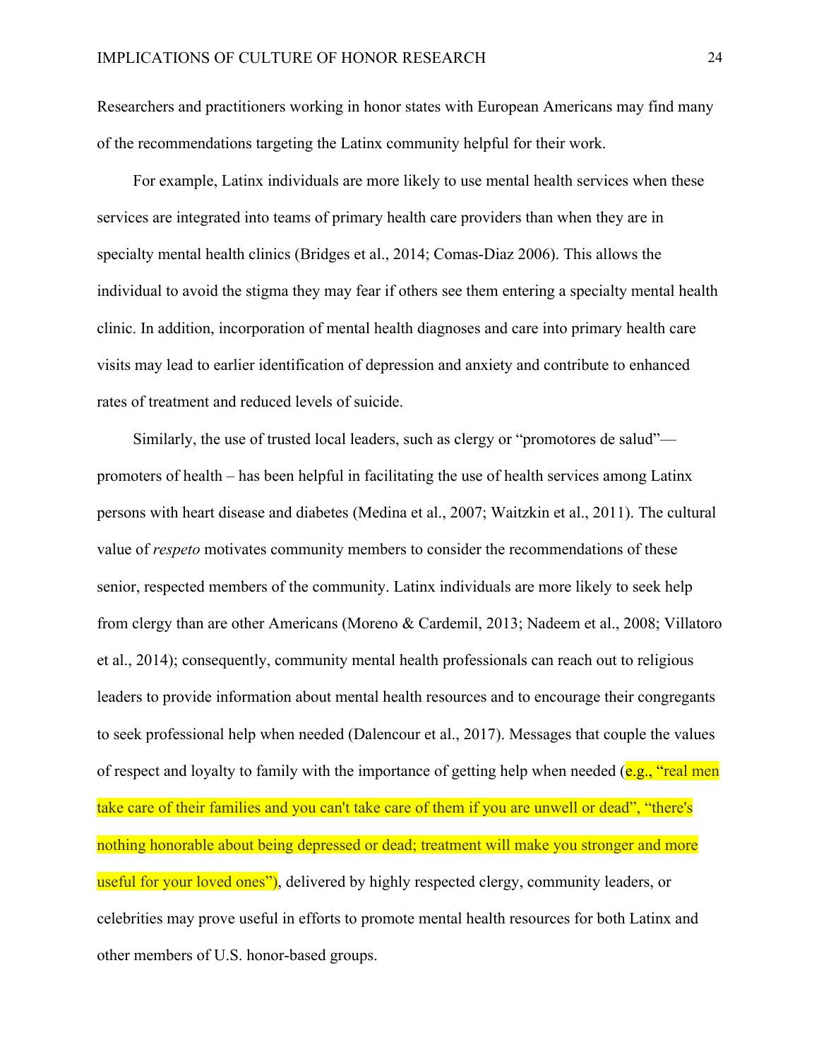Researchers and practitioners working in honor states with European Americans may find many of the recommendations targeting the Latinx community helpful for their work.

For example, Latinx individuals are more likely to use mental health services when these services are integrated into teams of primary health care providers than when they are in specialty mental health clinics (Bridges et al., 2014; Comas-Diaz 2006). This allows the individual to avoid the stigma they may fear if others see them entering a specialty mental health clinic. In addition, incorporation of mental health diagnoses and care into primary health care visits may lead to earlier identification of depression and anxiety and contribute to enhanced rates of treatment and reduced levels of suicide.

Similarly, the use of trusted local leaders, such as clergy or "promotores de salud"—promoters of health – has been helpful in facilitating the use of health services among Latinx persons with heart disease and diabetes (Medina et al., 2007; Waitzkin et al., 2011). The cultural value of *respeto* motivates community members to consider the recommendations of these senior, respected members of the community. Latinx individuals are more likely to seek help from clergy than are other Americans (Moreno & Cardemil, 2013; Nadeem et al., 2008; Villatoro et al., 2014); consequently, community mental health professionals can reach out to religious leaders to provide information about mental health resources and to encourage their congregants to seek professional help when needed (Dalencour et al., 2017). Messages that couple the values of respect and loyalty to family with the importance of getting help when needed (e.g., "real men take care of their families and you can't take care of them if you are unwell or dead", "there's nothing honorable about being depressed or dead; treatment will make you stronger and more useful for your loved ones"), delivered by highly respected clergy, community leaders, or celebrities may prove useful in efforts to promote mental health resources for both Latinx and other members of U.S. honor-based groups.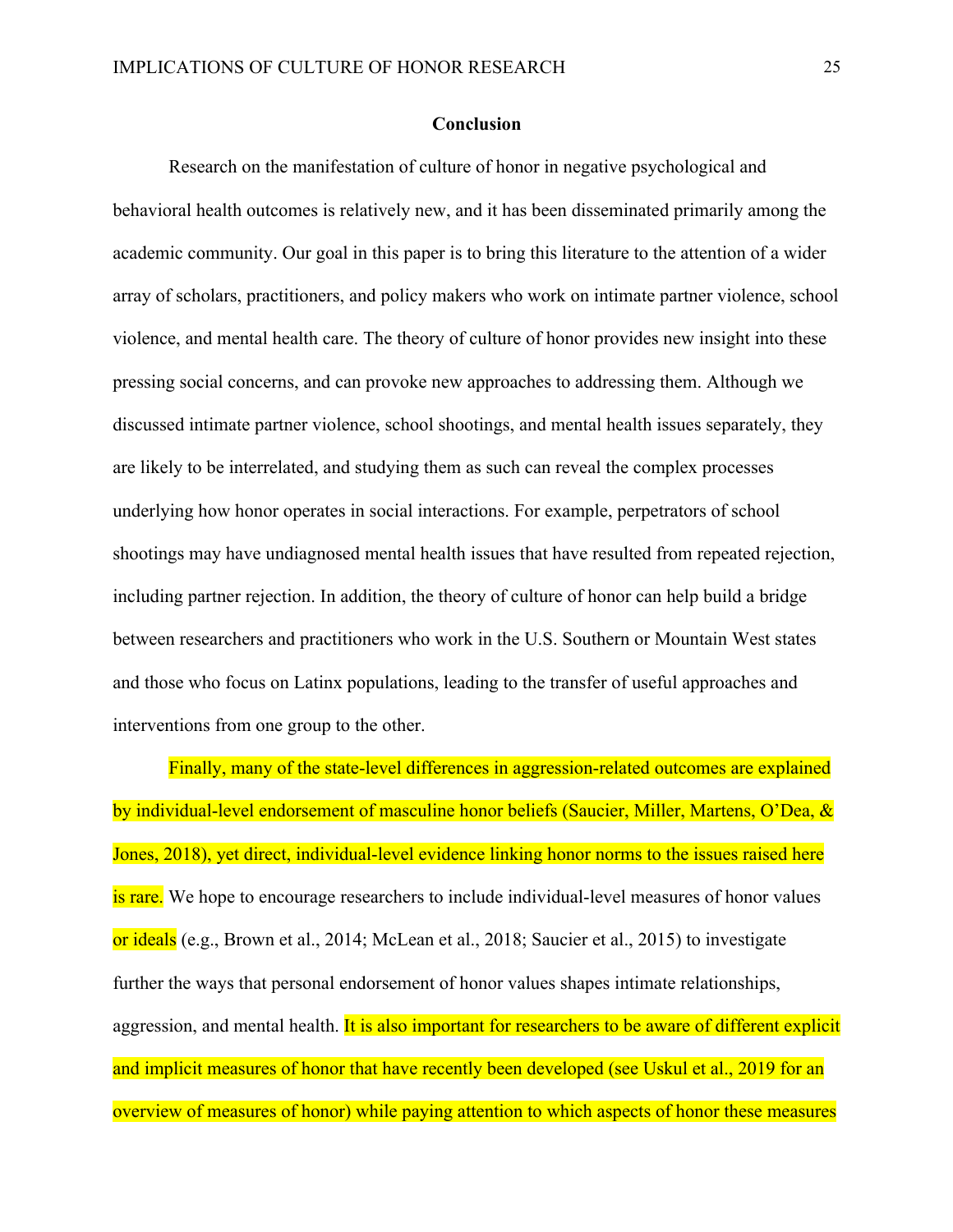## Conclusion

Research on the manifestation of culture of honor in negative psychological and behavioral health outcomes is relatively new, and it has been disseminated primarily among the academic community. Our goal in this paper is to bring this literature to the attention of a wider array of scholars, practitioners, and policy makers who work on intimate partner violence, school violence, and mental health care. The theory of culture of honor provides new insight into these pressing social concerns, and can provoke new approaches to addressing them. Although we discussed intimate partner violence, school shootings, and mental health issues separately, they are likely to be interrelated, and studying them as such can reveal the complex processes underlying how honor operates in social interactions. For example, perpetrators of school shootings may have undiagnosed mental health issues that have resulted from repeated rejection, including partner rejection. In addition, the theory of culture of honor can help build a bridge between researchers and practitioners who work in the U.S. Southern or Mountain West states and those who focus on Latinx populations, leading to the transfer of useful approaches and interventions from one group to the other.

Finally, many of the state-level differences in aggression-related outcomes are explained by individual-level endorsement of masculine honor beliefs (Saucier, Miller, Martens, O'Dea, & Jones, 2018), yet direct, individual-level evidence linking honor norms to the issues raised here is rare. We hope to encourage researchers to include individual-level measures of honor values or ideals (e.g., Brown et al., 2014; McLean et al., 2018; Saucier et al., 2015) to investigate further the ways that personal endorsement of honor values shapes intimate relationships, aggression, and mental health. It is also important for researchers to be aware of different explicit and implicit measures of honor that have recently been developed (see Uskul et al., 2019 for an overview of measures of honor) while paying attention to which aspects of honor these measures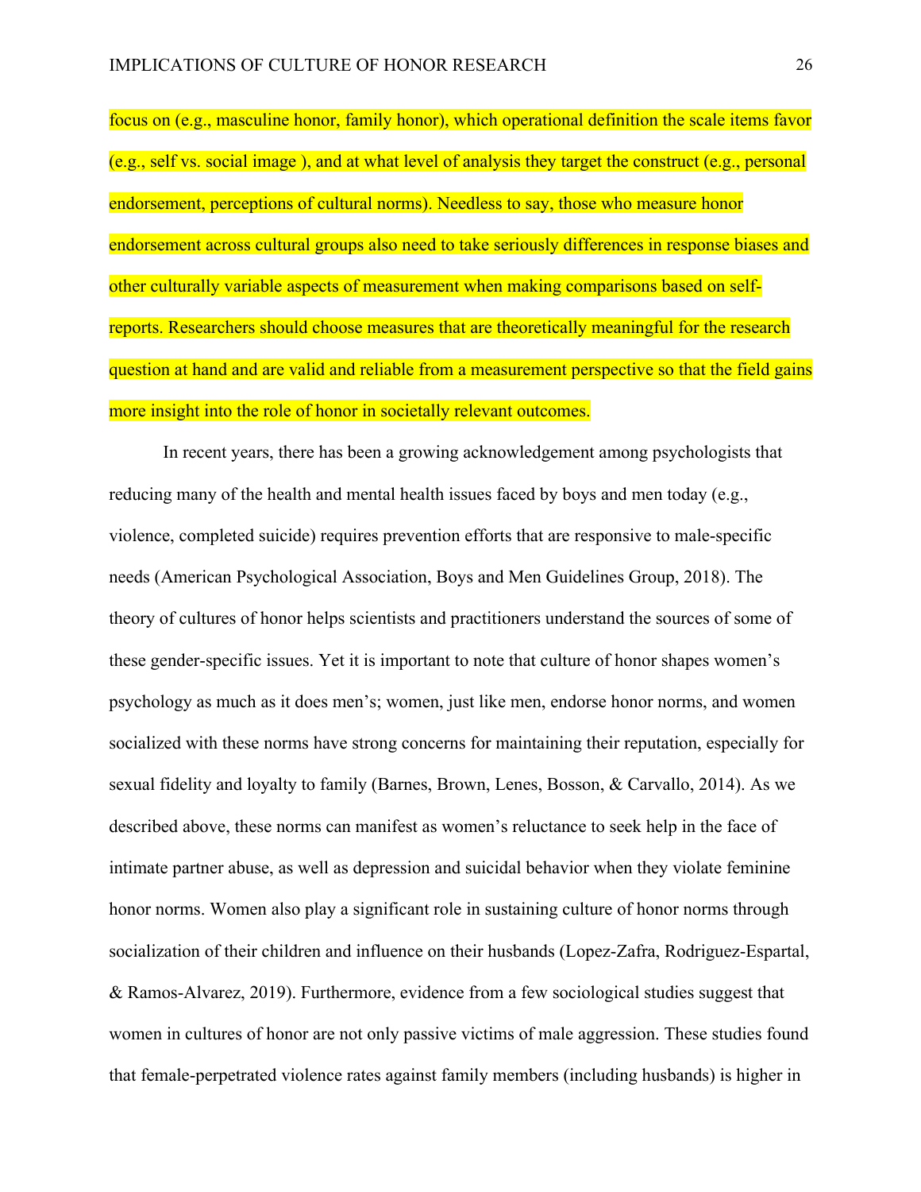focus on (e.g., masculine honor, family honor), which operational definition the scale items favor (e.g., self vs. social image ), and at what level of analysis they target the construct (e.g., personal endorsement, perceptions of cultural norms). Needless to say, those who measure honor endorsement across cultural groups also need to take seriously differences in response biases and other culturally variable aspects of measurement when making comparisons based on self-reports. Researchers should choose measures that are theoretically meaningful for the research question at hand and are valid and reliable from a measurement perspective so that the field gains more insight into the role of honor in societally relevant outcomes.

In recent years, there has been a growing acknowledgement among psychologists that reducing many of the health and mental health issues faced by boys and men today (e.g., violence, completed suicide) requires prevention efforts that are responsive to male-specific needs (American Psychological Association, Boys and Men Guidelines Group, 2018). The theory of cultures of honor helps scientists and practitioners understand the sources of some of these gender-specific issues. Yet it is important to note that culture of honor shapes women's psychology as much as it does men's; women, just like men, endorse honor norms, and women socialized with these norms have strong concerns for maintaining their reputation, especially for sexual fidelity and loyalty to family (Barnes, Brown, Lenes, Bosson, & Carvallo, 2014). As we described above, these norms can manifest as women's reluctance to seek help in the face of intimate partner abuse, as well as depression and suicidal behavior when they violate feminine honor norms. Women also play a significant role in sustaining culture of honor norms through socialization of their children and influence on their husbands (Lopez-Zafra, Rodriguez-Espartal, & Ramos-Alvarez, 2019). Furthermore, evidence from a few sociological studies suggest that women in cultures of honor are not only passive victims of male aggression. These studies found that female-perpetrated violence rates against family members (including husbands) is higher in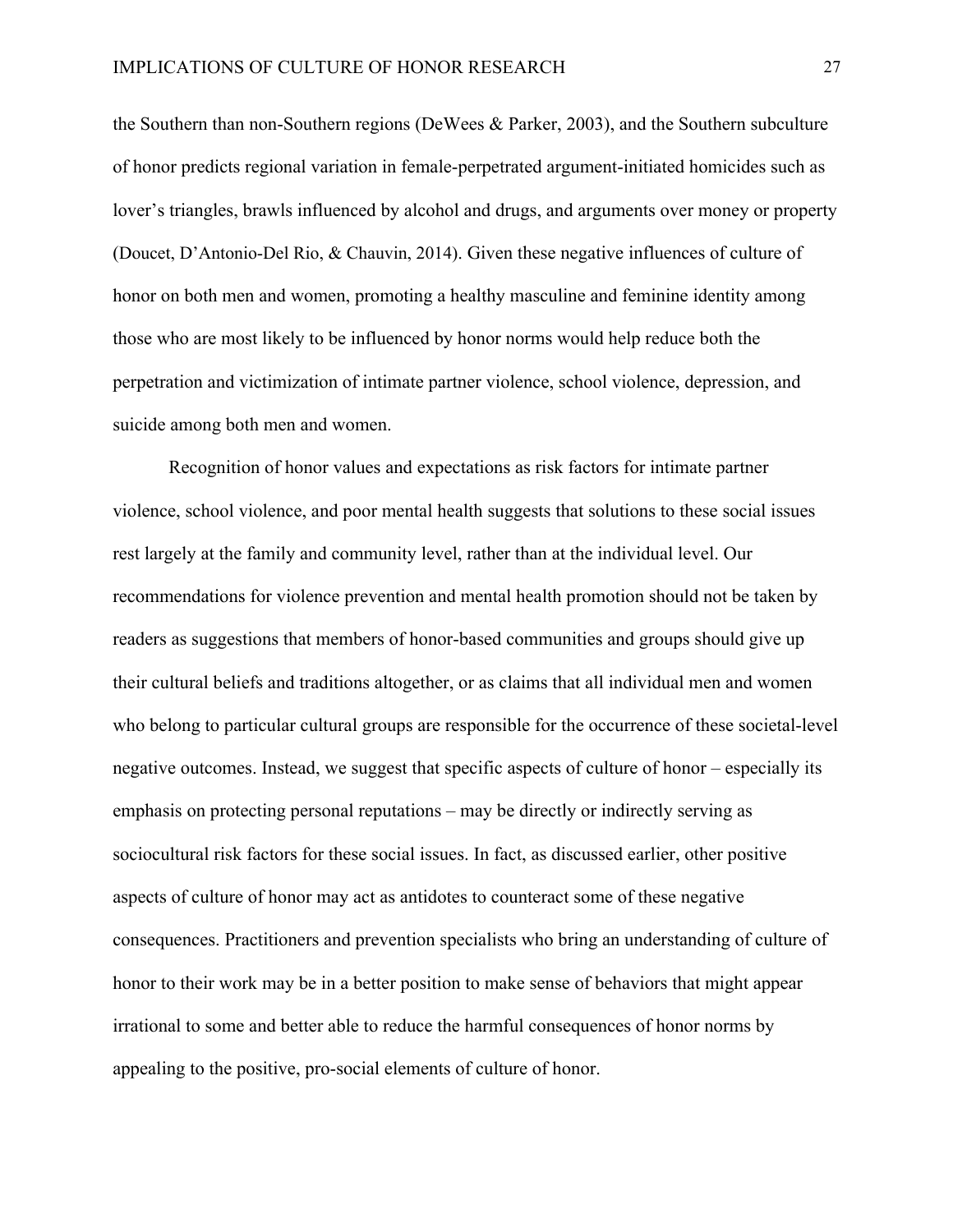the Southern than non-Southern regions (DeWees & Parker, 2003), and the Southern subculture of honor predicts regional variation in female-perpetrated argument-initiated homicides such as lover's triangles, brawls influenced by alcohol and drugs, and arguments over money or property (Doucet, D'Antonio-Del Rio, & Chauvin, 2014). Given these negative influences of culture of honor on both men and women, promoting a healthy masculine and feminine identity among those who are most likely to be influenced by honor norms would help reduce both the perpetration and victimization of intimate partner violence, school violence, depression, and suicide among both men and women.

Recognition of honor values and expectations as risk factors for intimate partner violence, school violence, and poor mental health suggests that solutions to these social issues rest largely at the family and community level, rather than at the individual level. Our recommendations for violence prevention and mental health promotion should not be taken by readers as suggestions that members of honor-based communities and groups should give up their cultural beliefs and traditions altogether, or as claims that all individual men and women who belong to particular cultural groups are responsible for the occurrence of these societal-level negative outcomes. Instead, we suggest that specific aspects of culture of honor – especially its emphasis on protecting personal reputations – may be directly or indirectly serving as sociocultural risk factors for these social issues. In fact, as discussed earlier, other positive aspects of culture of honor may act as antidotes to counteract some of these negative consequences. Practitioners and prevention specialists who bring an understanding of culture of honor to their work may be in a better position to make sense of behaviors that might appear irrational to some and better able to reduce the harmful consequences of honor norms by appealing to the positive, pro-social elements of culture of honor.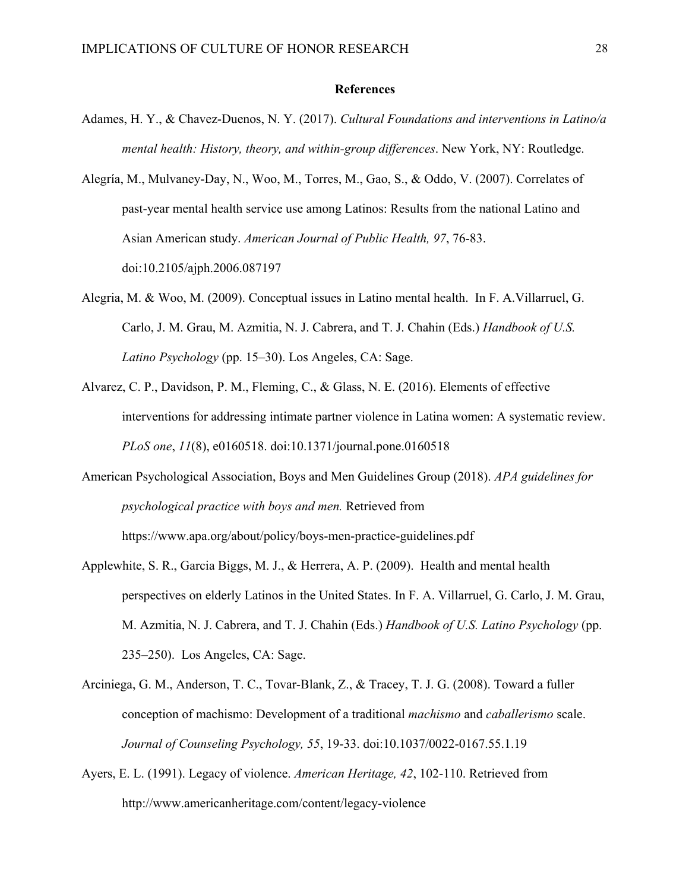## References

Adames, H. Y., & Chavez-Duenos, N. Y. (2017). *Cultural Foundations and interventions in Latino/a mental health: History, theory, and within-group differences*. New York, NY: Routledge.

Alegría, M., Mulvaney-Day, N., Woo, M., Torres, M., Gao, S., & Oddo, V. (2007). Correlates of past-year mental health service use among Latinos: Results from the national Latino and Asian American study. *American Journal of Public Health, 97*, 76-83. doi:10.2105/ajph.2006.087197

Alegria, M. & Woo, M. (2009). Conceptual issues in Latino mental health. In F. A.Villarruel, G. Carlo, J. M. Grau, M. Azmitia, N. J. Cabrera, and T. J. Chahin (Eds.) *Handbook of U.S. Latino Psychology* (pp. 15–30). Los Angeles, CA: Sage.

Alvarez, C. P., Davidson, P. M., Fleming, C., & Glass, N. E. (2016). Elements of effective interventions for addressing intimate partner violence in Latina women: A systematic review. *PLoS one*, *11*(8), e0160518. doi:10.1371/journal.pone.0160518

American Psychological Association, Boys and Men Guidelines Group (2018). *APA guidelines for psychological practice with boys and men.* Retrieved from https://www.apa.org/about/policy/boys-men-practice-guidelines.pdf

Applewhite, S. R., Garcia Biggs, M. J., & Herrera, A. P. (2009). Health and mental health perspectives on elderly Latinos in the United States. In F. A. Villarruel, G. Carlo, J. M. Grau, M. Azmitia, N. J. Cabrera, and T. J. Chahin (Eds.) *Handbook of U.S. Latino Psychology* (pp. 235–250). Los Angeles, CA: Sage.

Arciniega, G. M., Anderson, T. C., Tovar-Blank, Z., & Tracey, T. J. G. (2008). Toward a fuller conception of machismo: Development of a traditional *machismo* and *caballerismo* scale. *Journal of Counseling Psychology, 55*, 19-33. doi:10.1037/0022-0167.55.1.19

Ayers, E. L. (1991). Legacy of violence. *American Heritage, 42*, 102-110. Retrieved from http://www.americanheritage.com/content/legacy-violence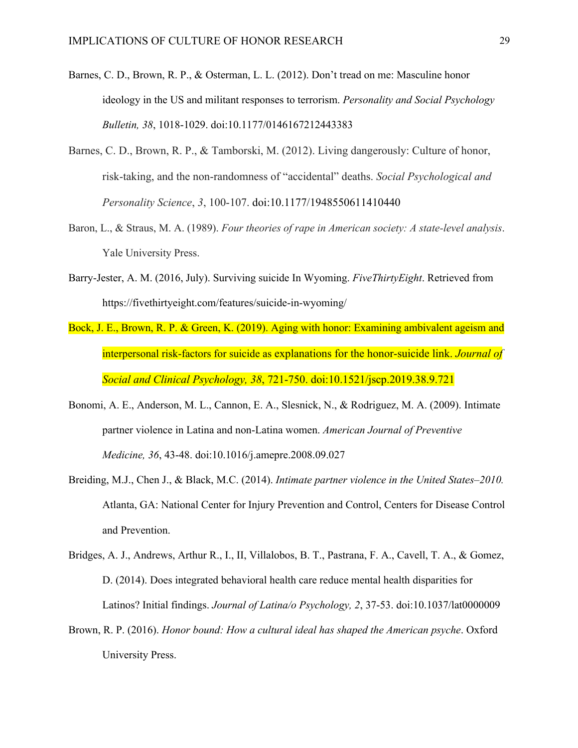Barnes, C. D., Brown, R. P., & Osterman, L. L. (2012). Don't tread on me: Masculine honor ideology in the US and militant responses to terrorism. *Personality and Social Psychology Bulletin, 38*, 1018-1029. doi:10.1177/0146167212443383

Barnes, C. D., Brown, R. P., & Tamborski, M. (2012). Living dangerously: Culture of honor, risk-taking, and the non-randomness of "accidental" deaths. *Social Psychological and Personality Science*, *3*, 100-107. doi:10.1177/1948550611410440

Baron, L., & Straus, M. A. (1989). *Four theories of rape in American society: A state-level analysis*. Yale University Press.

Barry-Jester, A. M. (2016, July). Surviving suicide In Wyoming. *FiveThirtyEight*. Retrieved from https://fivethirtyeight.com/features/suicide-in-wyoming/

Bock, J. E., Brown, R. P. & Green, K. (2019). Aging with honor: Examining ambivalent ageism and interpersonal risk-factors for suicide as explanations for the honor-suicide link. *Journal of Social and Clinical Psychology, 38*, 721-750. doi:10.1521/jscp.2019.38.9.721

Bonomi, A. E., Anderson, M. L., Cannon, E. A., Slesnick, N., & Rodriguez, M. A. (2009). Intimate partner violence in Latina and non-Latina women. *American Journal of Preventive Medicine, 36*, 43-48. doi:10.1016/j.amepre.2008.09.027

Breiding, M.J., Chen J., & Black, M.C. (2014). *Intimate partner violence in the United States–2010.* Atlanta, GA: National Center for Injury Prevention and Control, Centers for Disease Control and Prevention.

Bridges, A. J., Andrews, Arthur R., I., II, Villalobos, B. T., Pastrana, F. A., Cavell, T. A., & Gomez, D. (2014). Does integrated behavioral health care reduce mental health disparities for Latinos? Initial findings. *Journal of Latina/o Psychology, 2*, 37-53. doi:10.1037/lat0000009

Brown, R. P. (2016). *Honor bound: How a cultural ideal has shaped the American psyche*. Oxford University Press.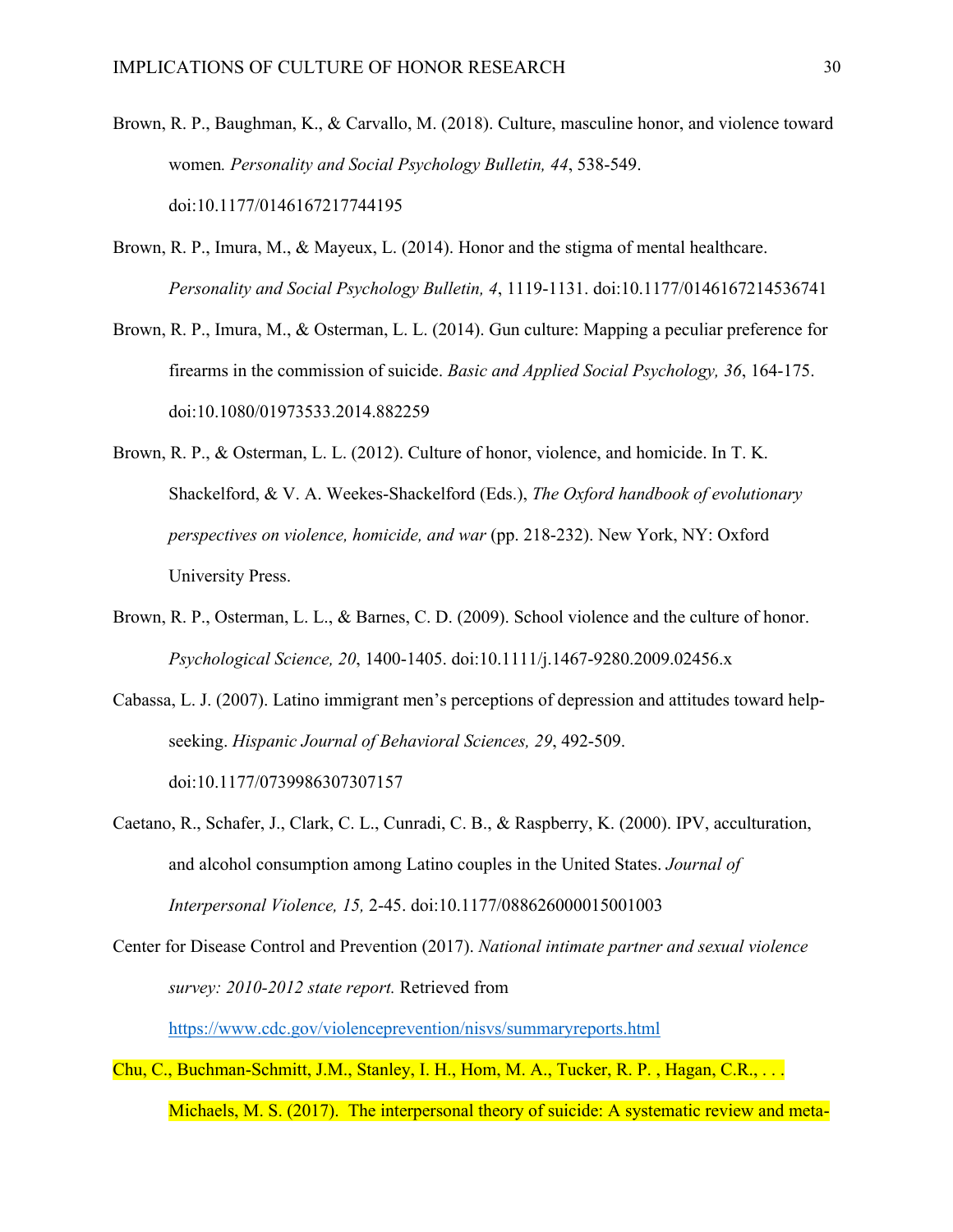Brown, R. P., Baughman, K., & Carvallo, M. (2018). Culture, masculine honor, and violence toward women. *Personality and Social Psychology Bulletin, 44*, 538-549. doi:10.1177/0146167217744195

Brown, R. P., Imura, M., & Mayeux, L. (2014). Honor and the stigma of mental healthcare. *Personality and Social Psychology Bulletin, 4*, 1119-1131. doi:10.1177/0146167214536741

Brown, R. P., Imura, M., & Osterman, L. L. (2014). Gun culture: Mapping a peculiar preference for firearms in the commission of suicide. *Basic and Applied Social Psychology, 36*, 164-175. doi:10.1080/01973533.2014.882259

Brown, R. P., & Osterman, L. L. (2012). Culture of honor, violence, and homicide. In T. K. Shackelford, & V. A. Weekes-Shackelford (Eds.), *The Oxford handbook of evolutionary perspectives on violence, homicide, and war* (pp. 218-232). New York, NY: Oxford University Press.

Brown, R. P., Osterman, L. L., & Barnes, C. D. (2009). School violence and the culture of honor. *Psychological Science, 20*, 1400-1405. doi:10.1111/j.1467-9280.2009.02456.x

Cabassa, L. J. (2007). Latino immigrant men's perceptions of depression and attitudes toward help-seeking. *Hispanic Journal of Behavioral Sciences, 29*, 492-509. doi:10.1177/0739986307307157

Caetano, R., Schafer, J., Clark, C. L., Cunradi, C. B., & Raspberry, K. (2000). IPV, acculturation, and alcohol consumption among Latino couples in the United States. *Journal of Interpersonal Violence, 15,* 2-45. doi:10.1177/088626000015001003

Center for Disease Control and Prevention (2017). *National intimate partner and sexual violence survey: 2010-2012 state report.* Retrieved from https://www.cdc.gov/violenceprevention/nisvs/summaryreports.html

Chu, C., Buchman-Schmitt, J.M., Stanley, I. H., Hom, M. A., Tucker, R. P. , Hagan, C.R., . . . Michaels, M. S. (2017). The interpersonal theory of suicide: A systematic review and meta-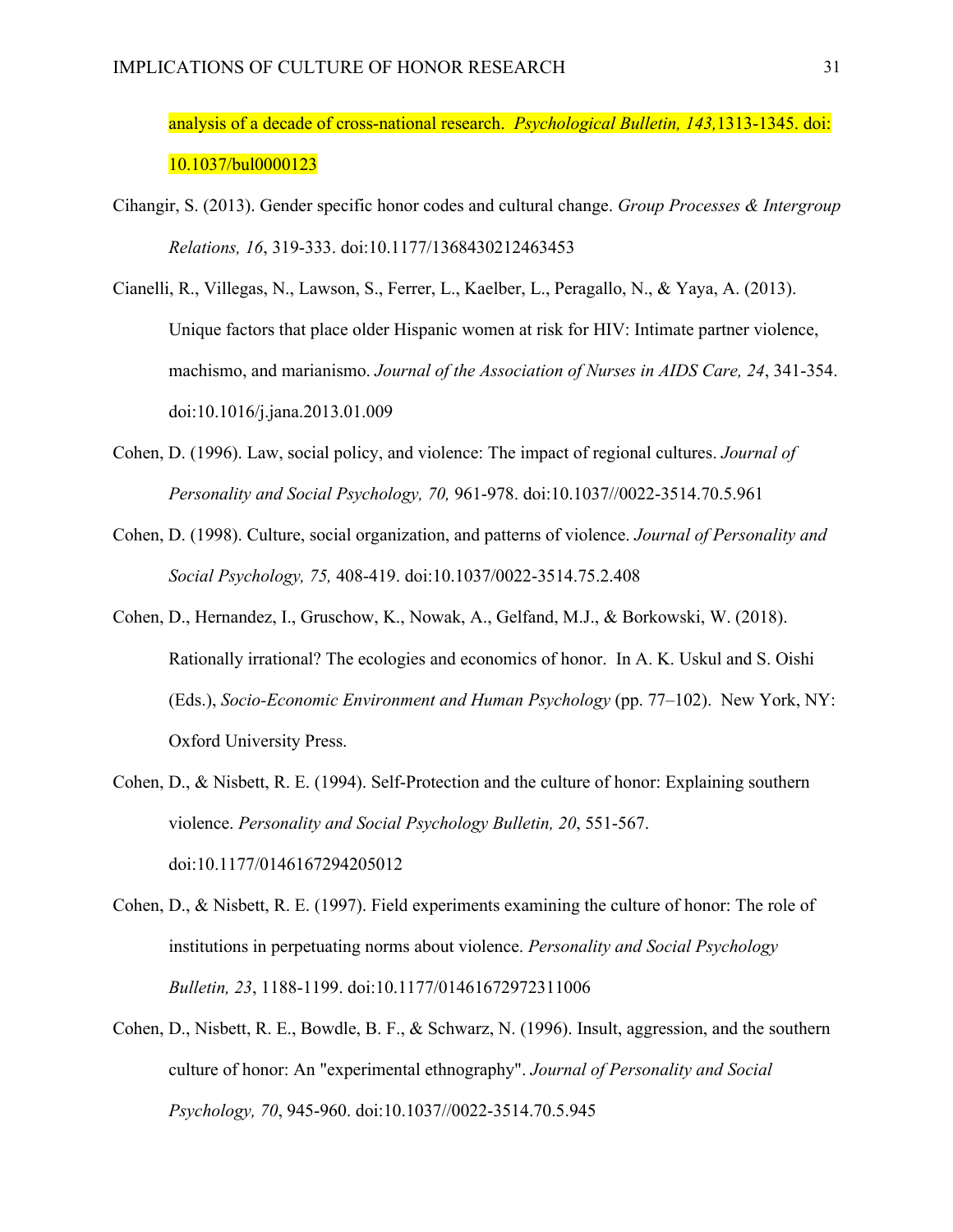analysis of a decade of cross-national research. *Psychological Bulletin, 143,*1313-1345. doi: 10.1037/bul0000123

Cihangir, S. (2013). Gender specific honor codes and cultural change. *Group Processes & Intergroup Relations, 16*, 319-333. doi:10.1177/1368430212463453

Cianelli, R., Villegas, N., Lawson, S., Ferrer, L., Kaelber, L., Peragallo, N., & Yaya, A. (2013). Unique factors that place older Hispanic women at risk for HIV: Intimate partner violence, machismo, and marianismo. *Journal of the Association of Nurses in AIDS Care, 24*, 341-354. doi:10.1016/j.jana.2013.01.009

Cohen, D. (1996). Law, social policy, and violence: The impact of regional cultures. *Journal of Personality and Social Psychology, 70,* 961-978. doi:10.1037//0022-3514.70.5.961

Cohen, D. (1998). Culture, social organization, and patterns of violence. *Journal of Personality and Social Psychology, 75,* 408-419. doi:10.1037/0022-3514.75.2.408

Cohen, D., Hernandez, I., Gruschow, K., Nowak, A., Gelfand, M.J., & Borkowski, W. (2018). Rationally irrational? The ecologies and economics of honor. In A. K. Uskul and S. Oishi (Eds.), *Socio-Economic Environment and Human Psychology* (pp. 77–102). New York, NY: Oxford University Press.

Cohen, D., & Nisbett, R. E. (1994). Self-Protection and the culture of honor: Explaining southern violence. *Personality and Social Psychology Bulletin, 20*, 551-567. doi:10.1177/0146167294205012

Cohen, D., & Nisbett, R. E. (1997). Field experiments examining the culture of honor: The role of institutions in perpetuating norms about violence. *Personality and Social Psychology Bulletin, 23*, 1188-1199. doi:10.1177/01461672972311006

Cohen, D., Nisbett, R. E., Bowdle, B. F., & Schwarz, N. (1996). Insult, aggression, and the southern culture of honor: An "experimental ethnography". *Journal of Personality and Social Psychology, 70*, 945-960. doi:10.1037//0022-3514.70.5.945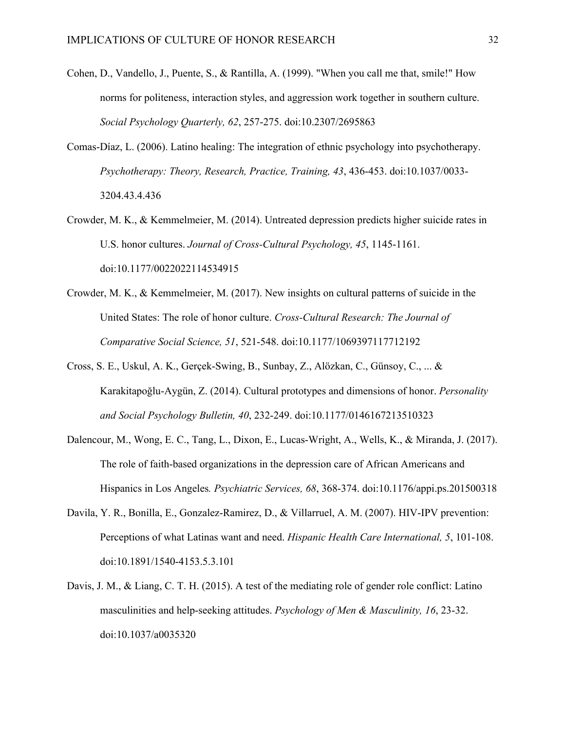Cohen, D., Vandello, J., Puente, S., & Rantilla, A. (1999). "When you call me that, smile!" How norms for politeness, interaction styles, and aggression work together in southern culture. *Social Psychology Quarterly, 62*, 257-275. doi:10.2307/2695863

Comas-Díaz, L. (2006). Latino healing: The integration of ethnic psychology into psychotherapy. *Psychotherapy: Theory, Research, Practice, Training, 43*, 436-453. doi:10.1037/0033-3204.43.4.436

Crowder, M. K., & Kemmelmeier, M. (2014). Untreated depression predicts higher suicide rates in U.S. honor cultures. *Journal of Cross-Cultural Psychology, 45*, 1145-1161. doi:10.1177/0022022114534915

Crowder, M. K., & Kemmelmeier, M. (2017). New insights on cultural patterns of suicide in the United States: The role of honor culture. *Cross-Cultural Research: The Journal of Comparative Social Science, 51*, 521-548. doi:10.1177/1069397117712192

Cross, S. E., Uskul, A. K., Gerçek-Swing, B., Sunbay, Z., Alözkan, C., Günsoy, C., ... & Karakitapoğlu-Aygün, Z. (2014). Cultural prototypes and dimensions of honor. *Personality and Social Psychology Bulletin, 40*, 232-249. doi:10.1177/0146167213510323

Dalencour, M., Wong, E. C., Tang, L., Dixon, E., Lucas-Wright, A., Wells, K., & Miranda, J. (2017). The role of faith-based organizations in the depression care of African Americans and Hispanics in Los Angeles*. Psychiatric Services, 68*, 368-374. doi:10.1176/appi.ps.201500318

Davila, Y. R., Bonilla, E., Gonzalez-Ramirez, D., & Villarruel, A. M. (2007). HIV-IPV prevention: Perceptions of what Latinas want and need. *Hispanic Health Care International, 5*, 101-108. doi:10.1891/1540-4153.5.3.101

Davis, J. M., & Liang, C. T. H. (2015). A test of the mediating role of gender role conflict: Latino masculinities and help-seeking attitudes. *Psychology of Men & Masculinity, 16*, 23-32. doi:10.1037/a0035320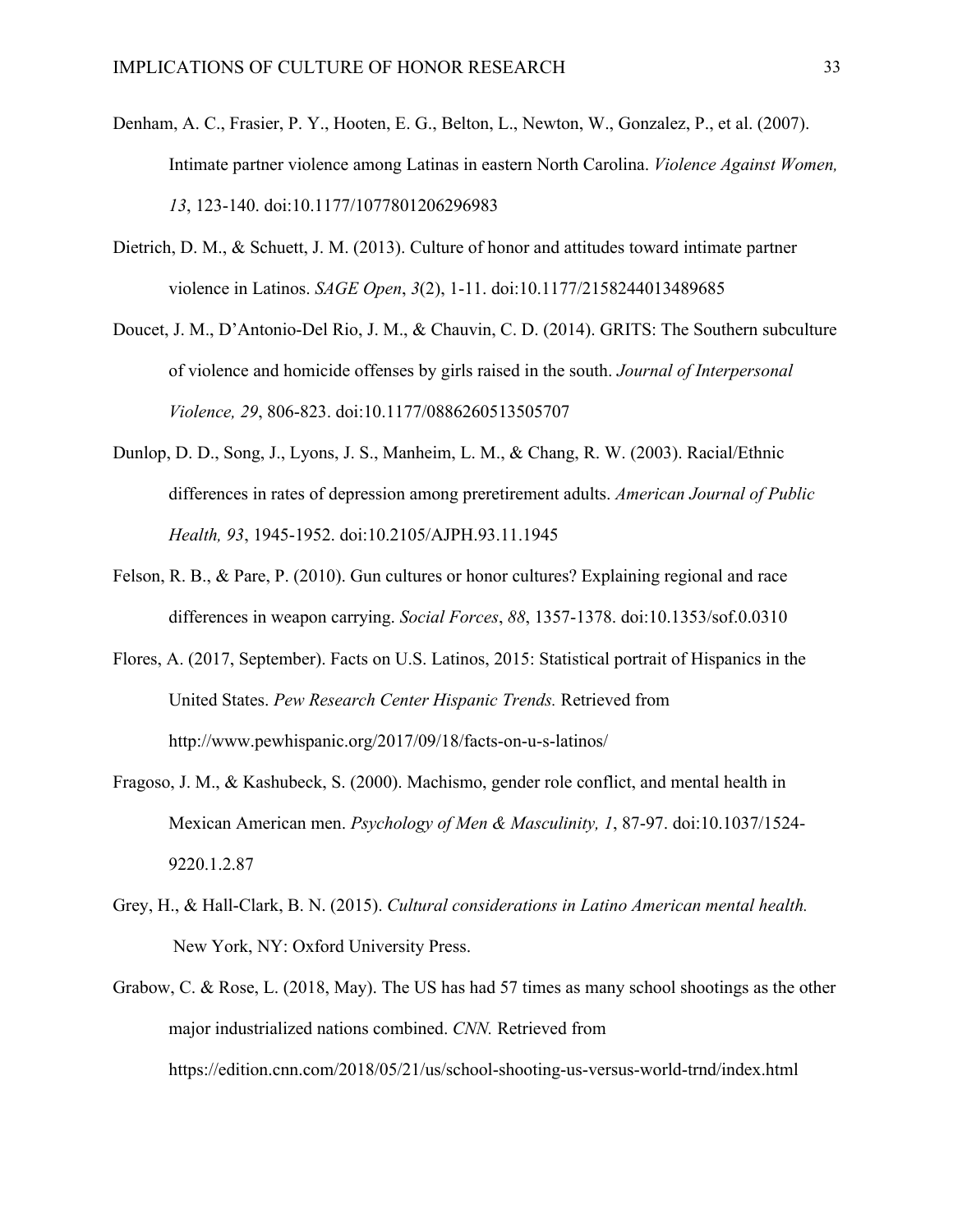Denham, A. C., Frasier, P. Y., Hooten, E. G., Belton, L., Newton, W., Gonzalez, P., et al. (2007). Intimate partner violence among Latinas in eastern North Carolina. *Violence Against Women, 13*, 123-140. doi:10.1177/1077801206296983

Dietrich, D. M., & Schuett, J. M. (2013). Culture of honor and attitudes toward intimate partner violence in Latinos. *SAGE Open*, *3*(2), 1-11. doi:10.1177/2158244013489685

Doucet, J. M., D'Antonio-Del Rio, J. M., & Chauvin, C. D. (2014). GRITS: The Southern subculture of violence and homicide offenses by girls raised in the south. *Journal of Interpersonal Violence, 29*, 806-823. doi:10.1177/0886260513505707

Dunlop, D. D., Song, J., Lyons, J. S., Manheim, L. M., & Chang, R. W. (2003). Racial/Ethnic differences in rates of depression among preretirement adults. *American Journal of Public Health, 93*, 1945-1952. doi:10.2105/AJPH.93.11.1945

Felson, R. B., & Pare, P. (2010). Gun cultures or honor cultures? Explaining regional and race differences in weapon carrying. *Social Forces*, *88*, 1357-1378. doi:10.1353/sof.0.0310

Flores, A. (2017, September). Facts on U.S. Latinos, 2015: Statistical portrait of Hispanics in the United States. *Pew Research Center Hispanic Trends.* Retrieved from http://www.pewhispanic.org/2017/09/18/facts-on-u-s-latinos/

Fragoso, J. M., & Kashubeck, S. (2000). Machismo, gender role conflict, and mental health in Mexican American men. *Psychology of Men & Masculinity, 1*, 87-97. doi:10.1037/1524-9220.1.2.87

Grey, H., & Hall-Clark, B. N. (2015). *Cultural considerations in Latino American mental health.* New York, NY: Oxford University Press.

Grabow, C. & Rose, L. (2018, May). The US has had 57 times as many school shootings as the other major industrialized nations combined. *CNN.* Retrieved from https://edition.cnn.com/2018/05/21/us/school-shooting-us-versus-world-trnd/index.html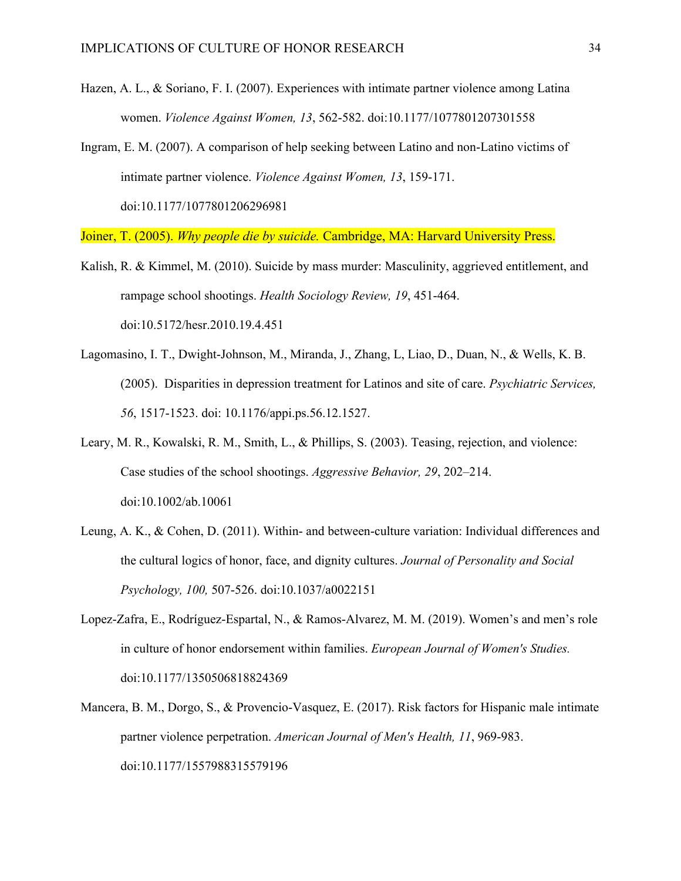Hazen, A. L., & Soriano, F. I. (2007). Experiences with intimate partner violence among Latina women. *Violence Against Women, 13*, 562-582. doi:10.1177/1077801207301558

Ingram, E. M. (2007). A comparison of help seeking between Latino and non-Latino victims of intimate partner violence. *Violence Against Women, 13*, 159-171. doi:10.1177/1077801206296981

Joiner, T. (2005). *Why people die by suicide.* Cambridge, MA: Harvard University Press.

Kalish, R. & Kimmel, M. (2010). Suicide by mass murder: Masculinity, aggrieved entitlement, and rampage school shootings. *Health Sociology Review, 19*, 451-464. doi:10.5172/hesr.2010.19.4.451

Lagomasino, I. T., Dwight-Johnson, M., Miranda, J., Zhang, L, Liao, D., Duan, N., & Wells, K. B. (2005). Disparities in depression treatment for Latinos and site of care. *Psychiatric Services, 56*, 1517-1523. doi: 10.1176/appi.ps.56.12.1527.

Leary, M. R., Kowalski, R. M., Smith, L., & Phillips, S. (2003). Teasing, rejection, and violence: Case studies of the school shootings. *Aggressive Behavior, 29*, 202–214. doi:10.1002/ab.10061

Leung, A. K., & Cohen, D. (2011). Within- and between-culture variation: Individual differences and the cultural logics of honor, face, and dignity cultures. *Journal of Personality and Social Psychology, 100,* 507-526. doi:10.1037/a0022151

Lopez-Zafra, E., Rodríguez-Espartal, N., & Ramos-Alvarez, M. M. (2019). Women's and men's role in culture of honor endorsement within families. *European Journal of Women's Studies.* doi:10.1177/1350506818824369

Mancera, B. M., Dorgo, S., & Provencio-Vasquez, E. (2017). Risk factors for Hispanic male intimate partner violence perpetration. *American Journal of Men's Health, 11*, 969-983. doi:10.1177/1557988315579196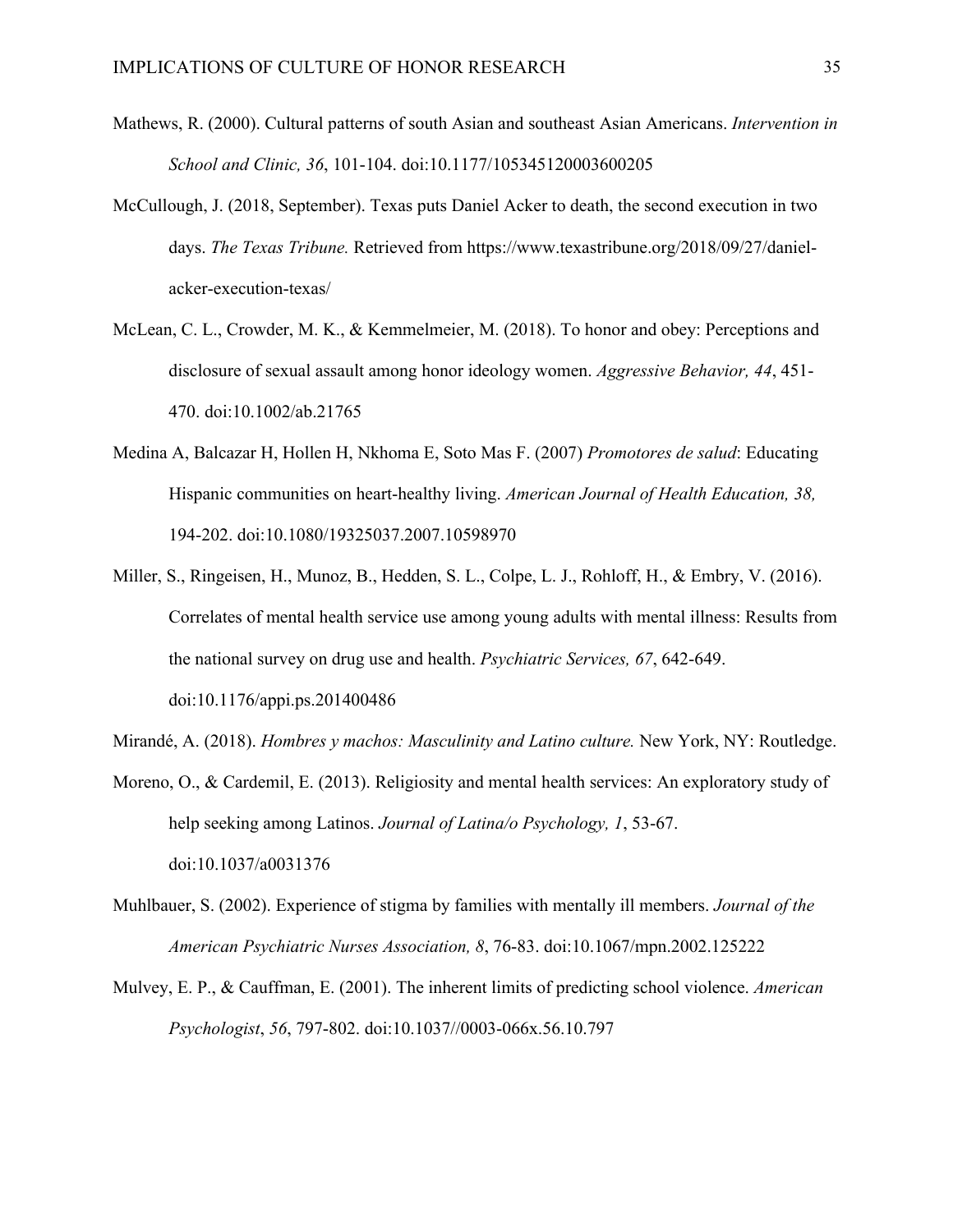Mathews, R. (2000). Cultural patterns of south Asian and southeast Asian Americans. *Intervention in School and Clinic, 36*, 101-104. doi:10.1177/105345120003600205

McCullough, J. (2018, September). Texas puts Daniel Acker to death, the second execution in two days. *The Texas Tribune.* Retrieved from https://www.texastribune.org/2018/09/27/daniel-acker-execution-texas/

McLean, C. L., Crowder, M. K., & Kemmelmeier, M. (2018). To honor and obey: Perceptions and disclosure of sexual assault among honor ideology women. *Aggressive Behavior, 44*, 451-470. doi:10.1002/ab.21765

Medina A, Balcazar H, Hollen H, Nkhoma E, Soto Mas F. (2007) *Promotores de salud*: Educating Hispanic communities on heart-healthy living. *American Journal of Health Education, 38,* 194-202. doi:10.1080/19325037.2007.10598970

Miller, S., Ringeisen, H., Munoz, B., Hedden, S. L., Colpe, L. J., Rohloff, H., & Embry, V. (2016). Correlates of mental health service use among young adults with mental illness: Results from the national survey on drug use and health. *Psychiatric Services, 67*, 642-649. doi:10.1176/appi.ps.201400486

Mirandé, A. (2018). *Hombres y machos: Masculinity and Latino culture.* New York, NY: Routledge.

Moreno, O., & Cardemil, E. (2013). Religiosity and mental health services: An exploratory study of help seeking among Latinos. *Journal of Latina/o Psychology, 1*, 53-67. doi:10.1037/a0031376

Muhlbauer, S. (2002). Experience of stigma by families with mentally ill members. *Journal of the American Psychiatric Nurses Association, 8*, 76-83. doi:10.1067/mpn.2002.125222

Mulvey, E. P., & Cauffman, E. (2001). The inherent limits of predicting school violence. *American Psychologist*, *56*, 797-802. doi:10.1037//0003-066x.56.10.797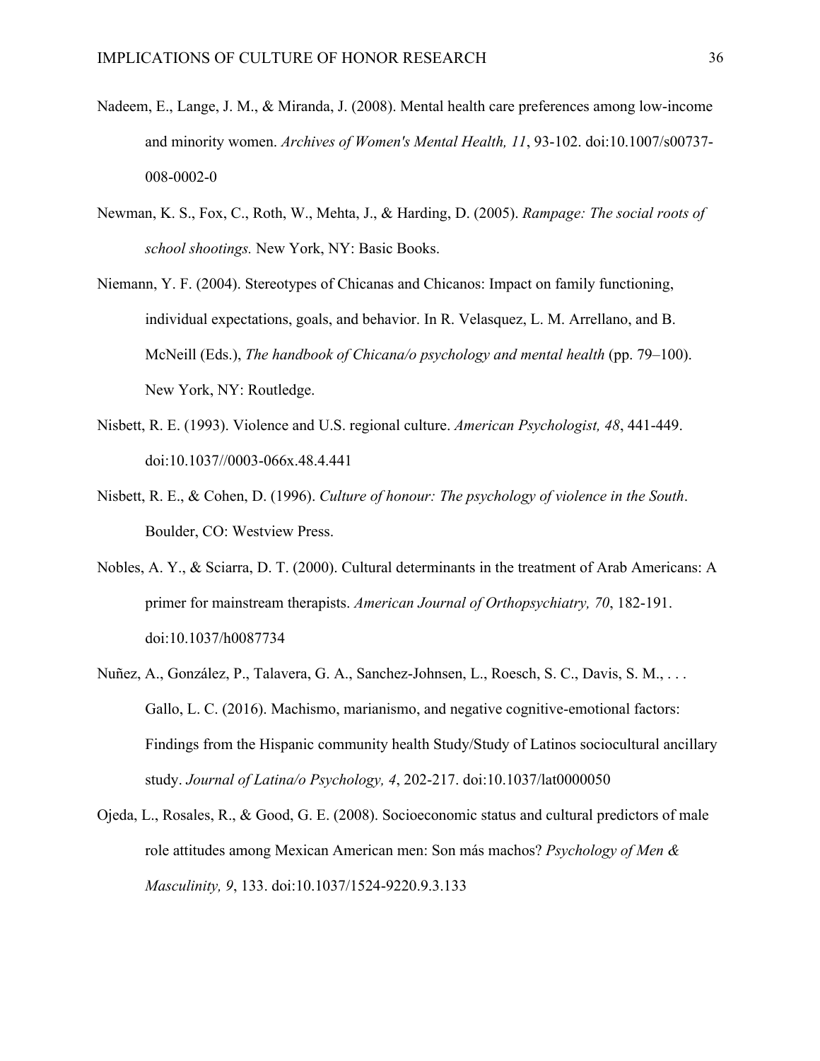Nadeem, E., Lange, J. M., & Miranda, J. (2008). Mental health care preferences among low-income and minority women. *Archives of Women's Mental Health, 11*, 93-102. doi:10.1007/s00737-008-0002-0

Newman, K. S., Fox, C., Roth, W., Mehta, J., & Harding, D. (2005). *Rampage: The social roots of school shootings.* New York, NY: Basic Books.

Niemann, Y. F. (2004). Stereotypes of Chicanas and Chicanos: Impact on family functioning, individual expectations, goals, and behavior. In R. Velasquez, L. M. Arrellano, and B. McNeill (Eds.), *The handbook of Chicana/o psychology and mental health* (pp. 79–100). New York, NY: Routledge.

Nisbett, R. E. (1993). Violence and U.S. regional culture. *American Psychologist, 48*, 441-449. doi:10.1037//0003-066x.48.4.441

Nisbett, R. E., & Cohen, D. (1996). *Culture of honour: The psychology of violence in the South*. Boulder, CO: Westview Press.

Nobles, A. Y., & Sciarra, D. T. (2000). Cultural determinants in the treatment of Arab Americans: A primer for mainstream therapists. *American Journal of Orthopsychiatry, 70*, 182-191. doi:10.1037/h0087734

Nuñez, A., González, P., Talavera, G. A., Sanchez-Johnsen, L., Roesch, S. C., Davis, S. M., . . . Gallo, L. C. (2016). Machismo, marianismo, and negative cognitive-emotional factors: Findings from the Hispanic community health Study/Study of Latinos sociocultural ancillary study. *Journal of Latina/o Psychology, 4*, 202-217. doi:10.1037/lat0000050

Ojeda, L., Rosales, R., & Good, G. E. (2008). Socioeconomic status and cultural predictors of male role attitudes among Mexican American men: Son más machos? *Psychology of Men & Masculinity, 9*, 133. doi:10.1037/1524-9220.9.3.133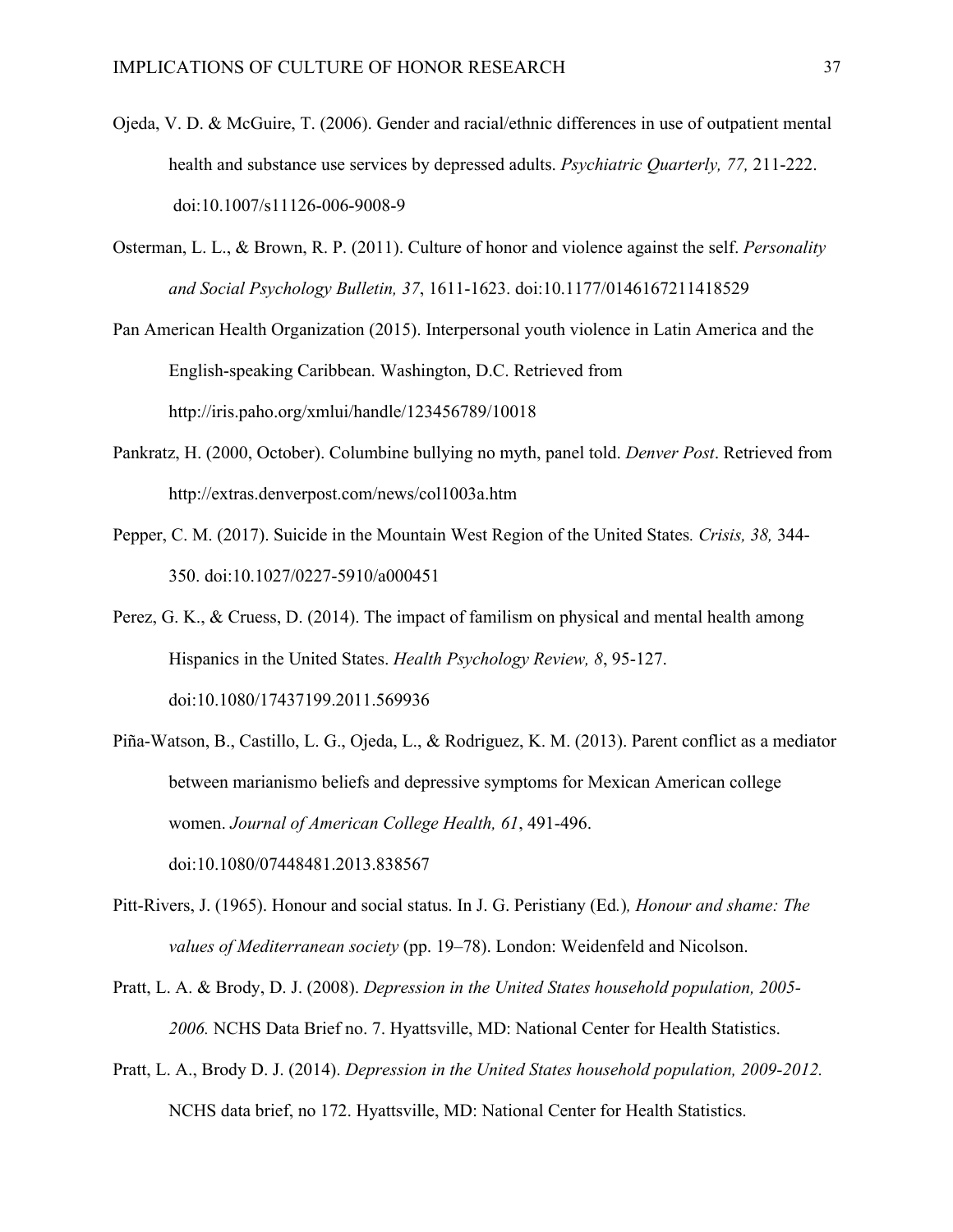Ojeda, V. D. & McGuire, T. (2006). Gender and racial/ethnic differences in use of outpatient mental health and substance use services by depressed adults. *Psychiatric Quarterly, 77,* 211-222. doi:10.1007/s11126-006-9008-9

Osterman, L. L., & Brown, R. P. (2011). Culture of honor and violence against the self. *Personality and Social Psychology Bulletin, 37*, 1611-1623. doi:10.1177/0146167211418529

Pan American Health Organization (2015). Interpersonal youth violence in Latin America and the English-speaking Caribbean. Washington, D.C. Retrieved from http://iris.paho.org/xmlui/handle/123456789/10018

Pankratz, H. (2000, October). Columbine bullying no myth, panel told. *Denver Post*. Retrieved from http://extras.denverpost.com/news/col1003a.htm

Pepper, C. M. (2017). Suicide in the Mountain West Region of the United States*. Crisis, 38,* 344-350. doi:10.1027/0227-5910/a000451

Perez, G. K., & Cruess, D. (2014). The impact of familism on physical and mental health among Hispanics in the United States. *Health Psychology Review, 8*, 95-127. doi:10.1080/17437199.2011.569936

Piña-Watson, B., Castillo, L. G., Ojeda, L., & Rodriguez, K. M. (2013). Parent conflict as a mediator between marianismo beliefs and depressive symptoms for Mexican American college women. *Journal of American College Health, 61*, 491-496. doi:10.1080/07448481.2013.838567

Pitt-Rivers, J. (1965). Honour and social status. In J. G. Peristiany (Ed.)*, Honour and shame: The values of Mediterranean society* (pp. 19–78). London: Weidenfeld and Nicolson.

Pratt, L. A. & Brody, D. J. (2008). *Depression in the United States household population, 2005-2006.* NCHS Data Brief no. 7. Hyattsville, MD: National Center for Health Statistics.

Pratt, L. A., Brody D. J. (2014). *Depression in the United States household population, 2009-2012.* NCHS data brief, no 172. Hyattsville, MD: National Center for Health Statistics.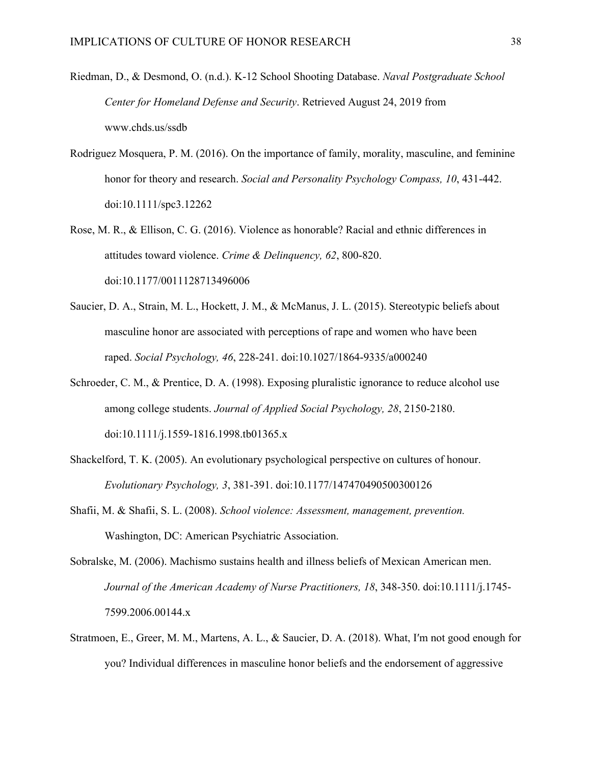Riedman, D., & Desmond, O. (n.d.). K-12 School Shooting Database. *Naval Postgraduate School Center for Homeland Defense and Security*. Retrieved August 24, 2019 from www.chds.us/ssdb

Rodriguez Mosquera, P. M. (2016). On the importance of family, morality, masculine, and feminine honor for theory and research. *Social and Personality Psychology Compass, 10*, 431-442. doi:10.1111/spc3.12262

Rose, M. R., & Ellison, C. G. (2016). Violence as honorable? Racial and ethnic differences in attitudes toward violence. *Crime & Delinquency, 62*, 800-820. doi:10.1177/0011128713496006

Saucier, D. A., Strain, M. L., Hockett, J. M., & McManus, J. L. (2015). Stereotypic beliefs about masculine honor are associated with perceptions of rape and women who have been raped. *Social Psychology, 46*, 228-241. doi:10.1027/1864-9335/a000240

Schroeder, C. M., & Prentice, D. A. (1998). Exposing pluralistic ignorance to reduce alcohol use among college students. *Journal of Applied Social Psychology, 28*, 2150-2180. doi:10.1111/j.1559-1816.1998.tb01365.x

Shackelford, T. K. (2005). An evolutionary psychological perspective on cultures of honour. *Evolutionary Psychology, 3*, 381-391. doi:10.1177/147470490500300126

Shafii, M. & Shafii, S. L. (2008). *School violence: Assessment, management, prevention.* Washington, DC: American Psychiatric Association.

Sobralske, M. (2006). Machismo sustains health and illness beliefs of Mexican American men. *Journal of the American Academy of Nurse Practitioners, 18*, 348-350. doi:10.1111/j.1745-7599.2006.00144.x

Stratmoen, E., Greer, M. M., Martens, A. L., & Saucier, D. A. (2018). What, I'm not good enough for you? Individual differences in masculine honor beliefs and the endorsement of aggressive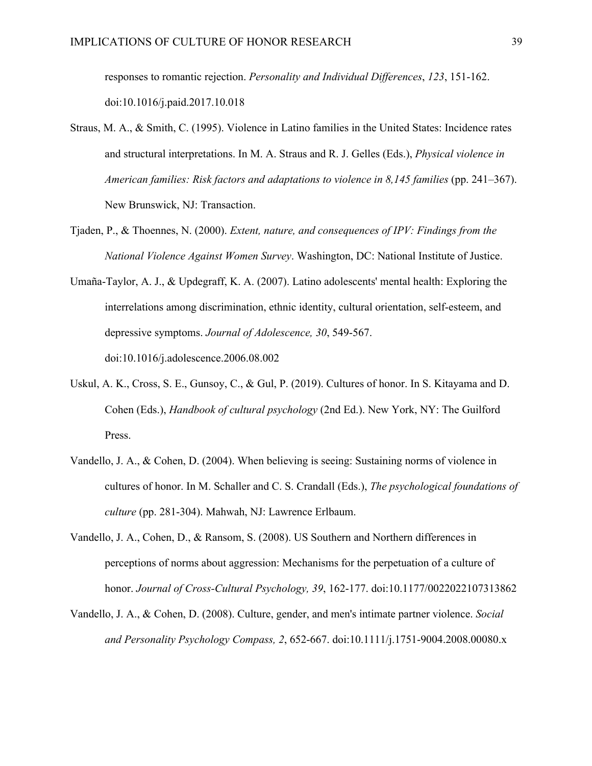responses to romantic rejection. *Personality and Individual Differences*, *123*, 151-162. doi:10.1016/j.paid.2017.10.018

Straus, M. A., & Smith, C. (1995). Violence in Latino families in the United States: Incidence rates and structural interpretations. In M. A. Straus and R. J. Gelles (Eds.), *Physical violence in American families: Risk factors and adaptations to violence in 8,145 families* (pp. 241–367). New Brunswick, NJ: Transaction.

Tjaden, P., & Thoennes, N. (2000). *Extent, nature, and consequences of IPV: Findings from the National Violence Against Women Survey*. Washington, DC: National Institute of Justice.

Umaña-Taylor, A. J., & Updegraff, K. A. (2007). Latino adolescents' mental health: Exploring the interrelations among discrimination, ethnic identity, cultural orientation, self-esteem, and depressive symptoms. *Journal of Adolescence, 30*, 549-567. doi:10.1016/j.adolescence.2006.08.002

Uskul, A. K., Cross, S. E., Gunsoy, C., & Gul, P. (2019). Cultures of honor. In S. Kitayama and D. Cohen (Eds.), *Handbook of cultural psychology* (2nd Ed.). New York, NY: The Guilford Press.

Vandello, J. A., & Cohen, D. (2004). When believing is seeing: Sustaining norms of violence in cultures of honor. In M. Schaller and C. S. Crandall (Eds.), *The psychological foundations of culture* (pp. 281-304). Mahwah, NJ: Lawrence Erlbaum.

Vandello, J. A., Cohen, D., & Ransom, S. (2008). US Southern and Northern differences in perceptions of norms about aggression: Mechanisms for the perpetuation of a culture of honor. *Journal of Cross-Cultural Psychology, 39*, 162-177. doi:10.1177/0022022107313862

Vandello, J. A., & Cohen, D. (2008). Culture, gender, and men's intimate partner violence. *Social and Personality Psychology Compass, 2*, 652-667. doi:10.1111/j.1751-9004.2008.00080.x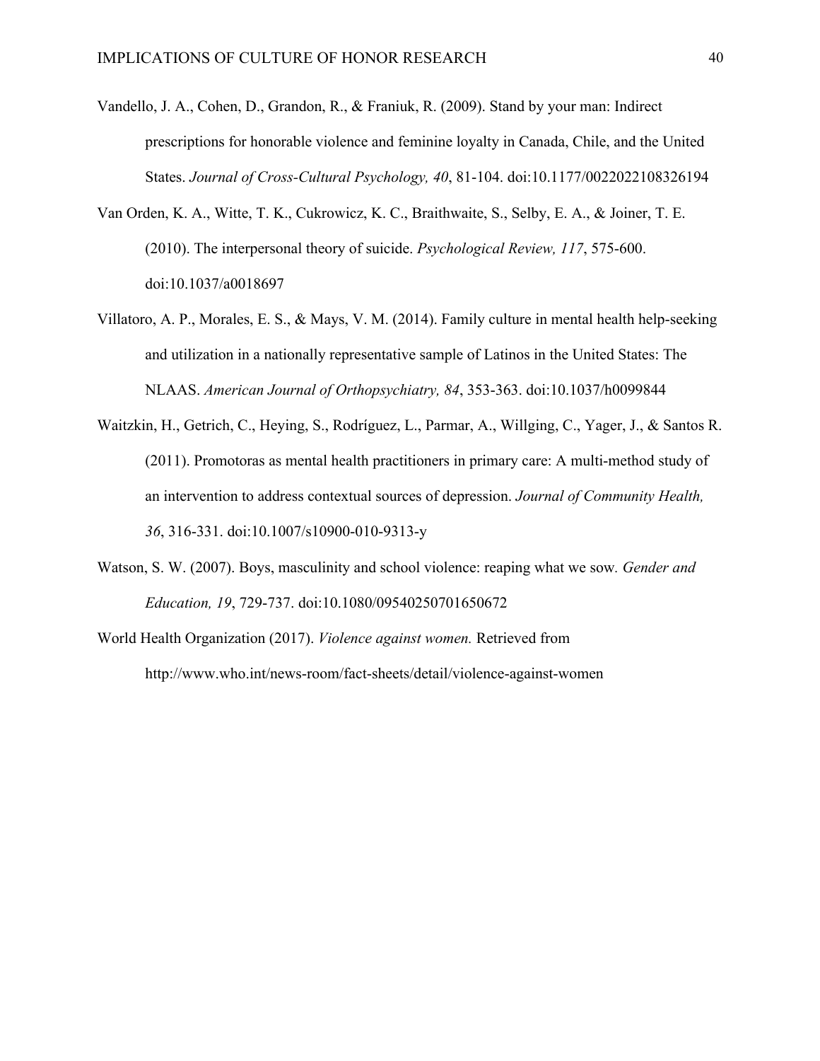Vandello, J. A., Cohen, D., Grandon, R., & Franiuk, R. (2009). Stand by your man: Indirect prescriptions for honorable violence and feminine loyalty in Canada, Chile, and the United States. *Journal of Cross-Cultural Psychology, 40*, 81-104. doi:10.1177/0022022108326194

Van Orden, K. A., Witte, T. K., Cukrowicz, K. C., Braithwaite, S., Selby, E. A., & Joiner, T. E. (2010). The interpersonal theory of suicide. *Psychological Review, 117*, 575-600. doi:10.1037/a0018697

Villatoro, A. P., Morales, E. S., & Mays, V. M. (2014). Family culture in mental health help-seeking and utilization in a nationally representative sample of Latinos in the United States: The NLAAS. *American Journal of Orthopsychiatry, 84*, 353-363. doi:10.1037/h0099844

Waitzkin, H., Getrich, C., Heying, S., Rodríguez, L., Parmar, A., Willging, C., Yager, J., & Santos R. (2011). Promotoras as mental health practitioners in primary care: A multi-method study of an intervention to address contextual sources of depression. *Journal of Community Health, 36*, 316-331. doi:10.1007/s10900-010-9313-y

Watson, S. W. (2007). Boys, masculinity and school violence: reaping what we sow. *Gender and Education, 19*, 729-737. doi:10.1080/09540250701650672

World Health Organization (2017). *Violence against women.* Retrieved from http://www.who.int/news-room/fact-sheets/detail/violence-against-women